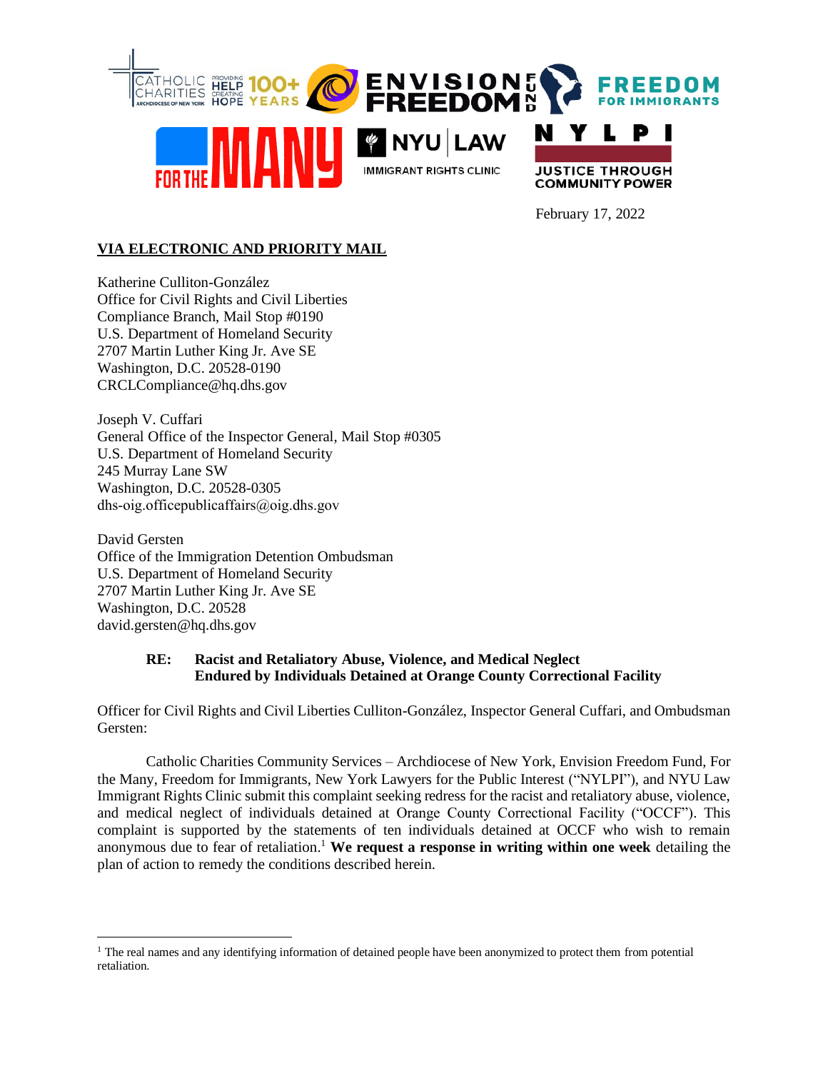February 17, 2022

**VIA ELECTRONIC AND PRIORITY MAIL**

Katherine Culliton-González
Office for Civil Rights and Civil Liberties
Compliance Branch, Mail Stop #0190
U.S. Department of Homeland Security
2707 Martin Luther King Jr. Ave SE
Washington, D.C. 20528-0190
CRCLCompliance@hq.dhs.gov

Joseph V. Cuffari
General Office of the Inspector General, Mail Stop #0305
U.S. Department of Homeland Security
245 Murray Lane SW
Washington, D.C. 20528-0305
dhs-oig.officepublicaffairs@oig.dhs.gov

David Gersten
Office of the Immigration Detention Ombudsman
U.S. Department of Homeland Security
2707 Martin Luther King Jr. Ave SE
Washington, D.C. 20528
david.gersten@hq.dhs.gov

**RE: Racist and Retaliatory Abuse, Violence, and Medical Neglect Endured by Individuals Detained at Orange County Correctional Facility**

Officer for Civil Rights and Civil Liberties Culliton-González, Inspector General Cuffari, and Ombudsman Gersten:

Catholic Charities Community Services – Archdiocese of New York, Envision Freedom Fund, For the Many, Freedom for Immigrants, New York Lawyers for the Public Interest ("NYLPI"), and NYU Law Immigrant Rights Clinic submit this complaint seeking redress for the racist and retaliatory abuse, violence, and medical neglect of individuals detained at Orange County Correctional Facility ("OCCF"). This complaint is supported by the statements of ten individuals detained at OCCF who wish to remain anonymous due to fear of retaliation.[1] **We request a response in writing within one week** detailing the plan of action to remedy the conditions described herein.

[1] The real names and any identifying information of detained people have been anonymized to protect them from potential retaliation.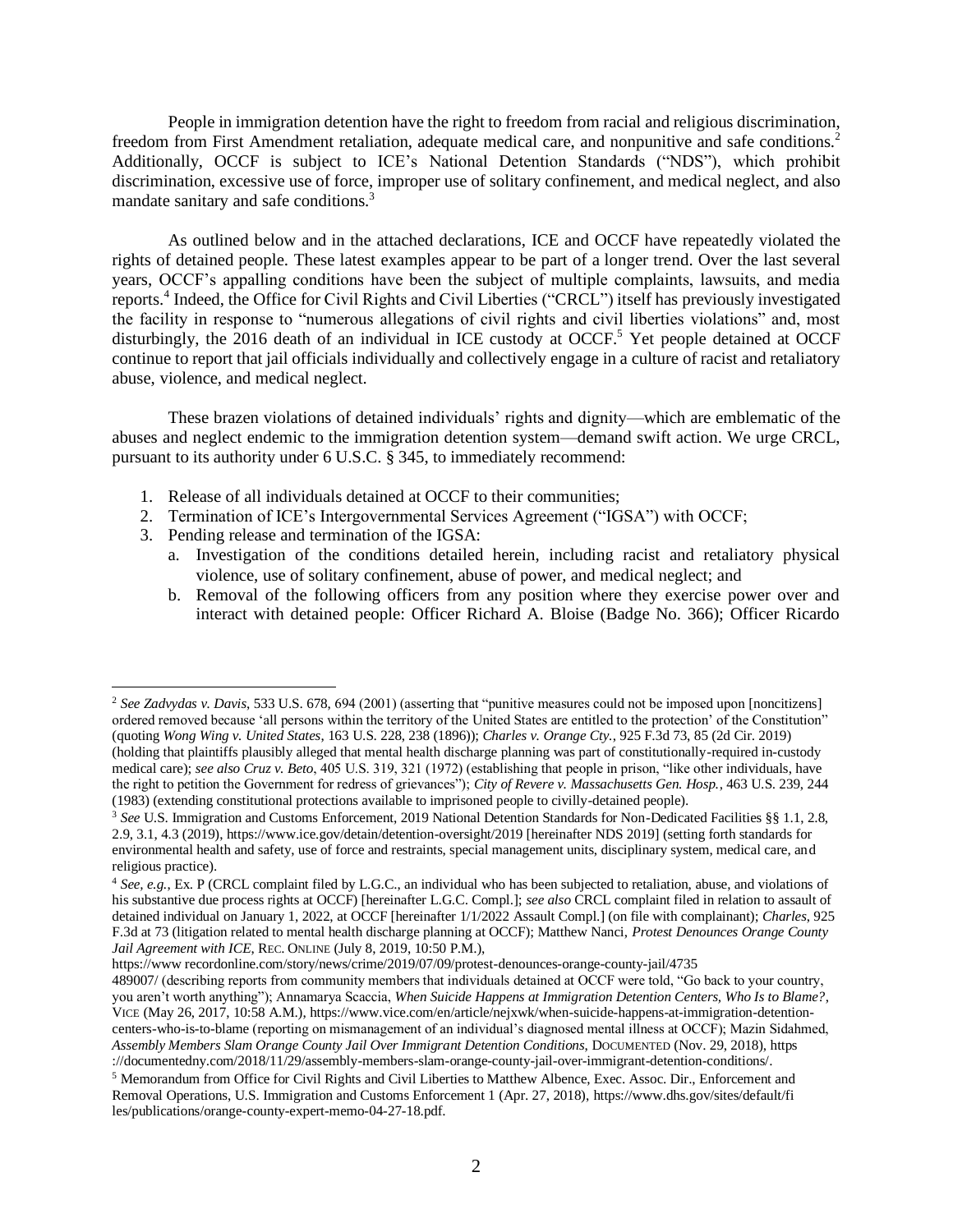People in immigration detention have the right to freedom from racial and religious discrimination, freedom from First Amendment retaliation, adequate medical care, and nonpunitive and safe conditions.[2] Additionally, OCCF is subject to ICE's National Detention Standards ("NDS"), which prohibit discrimination, excessive use of force, improper use of solitary confinement, and medical neglect, and also mandate sanitary and safe conditions.[3]

As outlined below and in the attached declarations, ICE and OCCF have repeatedly violated the rights of detained people. These latest examples appear to be part of a longer trend. Over the last several years, OCCF's appalling conditions have been the subject of multiple complaints, lawsuits, and media reports.[4] Indeed, the Office for Civil Rights and Civil Liberties ("CRCL") itself has previously investigated the facility in response to "numerous allegations of civil rights and civil liberties violations" and, most disturbingly, the 2016 death of an individual in ICE custody at OCCF.[5] Yet people detained at OCCF continue to report that jail officials individually and collectively engage in a culture of racist and retaliatory abuse, violence, and medical neglect.

These brazen violations of detained individuals' rights and dignity—which are emblematic of the abuses and neglect endemic to the immigration detention system—demand swift action. We urge CRCL, pursuant to its authority under 6 U.S.C. § 345, to immediately recommend:

1. Release of all individuals detained at OCCF to their communities;
2. Termination of ICE's Intergovernmental Services Agreement ("IGSA") with OCCF;
3. Pending release and termination of the IGSA:
   a. Investigation of the conditions detailed herein, including racist and retaliatory physical violence, use of solitary confinement, abuse of power, and medical neglect; and
   b. Removal of the following officers from any position where they exercise power over and interact with detained people: Officer Richard A. Bloise (Badge No. 366); Officer Ricardo

---

[2] *See Zadvydas v. Davis*, 533 U.S. 678, 694 (2001) (asserting that "punitive measures could not be imposed upon [noncitizens] ordered removed because 'all persons within the territory of the United States are entitled to the protection' of the Constitution" (quoting *Wong Wing v. United States*, 163 U.S. 228, 238 (1896)); *Charles v. Orange Cty.*, 925 F.3d 73, 85 (2d Cir. 2019) (holding that plaintiffs plausibly alleged that mental health discharge planning was part of constitutionally-required in-custody medical care); *see also Cruz v. Beto*, 405 U.S. 319, 321 (1972) (establishing that people in prison, "like other individuals, have the right to petition the Government for redress of grievances"); *City of Revere v. Massachusetts Gen. Hosp.*, 463 U.S. 239, 244 (1983) (extending constitutional protections available to imprisoned people to civilly-detained people).

[3] *See* U.S. Immigration and Customs Enforcement, 2019 National Detention Standards for Non-Dedicated Facilities §§ 1.1, 2.8, 2.9, 3.1, 4.3 (2019), https://www.ice.gov/detain/detention-oversight/2019 [hereinafter NDS 2019] (setting forth standards for environmental health and safety, use of force and restraints, special management units, disciplinary system, medical care, and religious practice).

[4] *See, e.g.*, Ex. P (CRCL complaint filed by L.G.C., an individual who has been subjected to retaliation, abuse, and violations of his substantive due process rights at OCCF) [hereinafter L.G.C. Compl.]; *see also* CRCL complaint filed in relation to assault of detained individual on January 1, 2022, at OCCF [hereinafter 1/1/2022 Assault Compl.] (on file with complainant); *Charles*, 925 F.3d at 73 (litigation related to mental health discharge planning at OCCF); Matthew Nanci, *Protest Denounces Orange County Jail Agreement with ICE*, REC. ONLINE (July 8, 2019, 10:50 P.M.), https://www recordonline.com/story/news/crime/2019/07/09/protest-denounces-orange-county-jail/4735 489007/ (describing reports from community members that individuals detained at OCCF were told, "Go back to your country, you aren't worth anything"); Annamarya Scaccia, *When Suicide Happens at Immigration Detention Centers, Who Is to Blame?*, VICE (May 26, 2017, 10:58 A.M.), https://www.vice.com/en/article/nejxwk/when-suicide-happens-at-immigration-detention-centers-who-is-to-blame (reporting on mismanagement of an individual's diagnosed mental illness at OCCF); Mazin Sidahmed, *Assembly Members Slam Orange County Jail Over Immigrant Detention Conditions*, DOCUMENTED (Nov. 29, 2018), https ://documentedny.com/2018/11/29/assembly-members-slam-orange-county-jail-over-immigrant-detention-conditions/.

[5] Memorandum from Office for Civil Rights and Civil Liberties to Matthew Albence, Exec. Assoc. Dir., Enforcement and Removal Operations, U.S. Immigration and Customs Enforcement 1 (Apr. 27, 2018), https://www.dhs.gov/sites/default/fi les/publications/orange-county-expert-memo-04-27-18.pdf.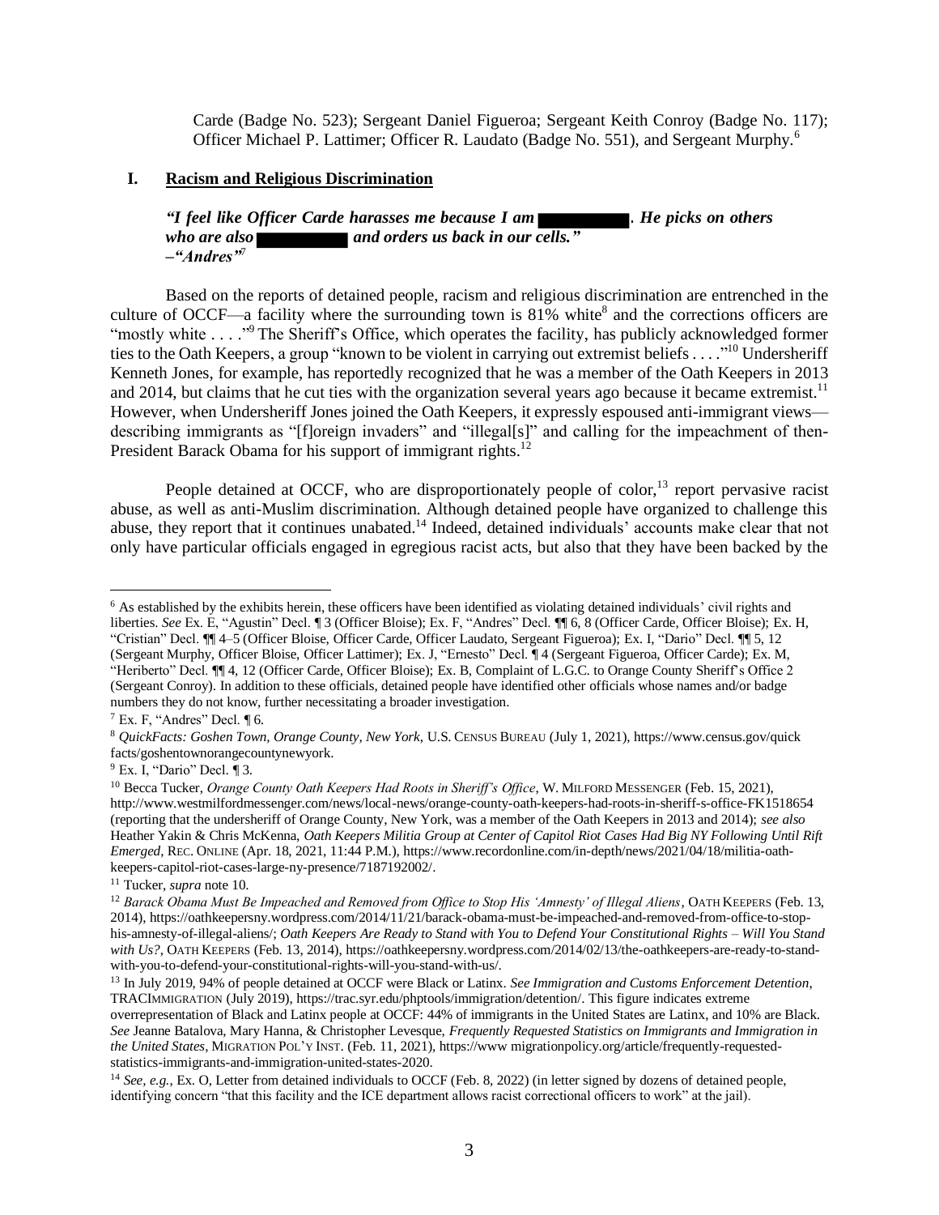Carde (Badge No. 523); Sergeant Daniel Figueroa; Sergeant Keith Conroy (Badge No. 117); Officer Michael P. Lattimer; Officer R. Laudato (Badge No. 551), and Sergeant Murphy.[6]

## I. Racism and Religious Discrimination

***"I feel like Officer Carde harasses me because I am ████████. He picks on others who are also ████████ and orders us back in our cells."***
***–"Andres"***[7]

Based on the reports of detained people, racism and religious discrimination are entrenched in the culture of OCCF—a facility where the surrounding town is 81% white[8] and the corrections officers are "mostly white . . . ."[9] The Sheriff's Office, which operates the facility, has publicly acknowledged former ties to the Oath Keepers, a group "known to be violent in carrying out extremist beliefs . . . ."[10] Undersheriff Kenneth Jones, for example, has reportedly recognized that he was a member of the Oath Keepers in 2013 and 2014, but claims that he cut ties with the organization several years ago because it became extremist.[11] However, when Undersheriff Jones joined the Oath Keepers, it expressly espoused anti-immigrant views—describing immigrants as "[f]oreign invaders" and "illegal[s]" and calling for the impeachment of then-President Barack Obama for his support of immigrant rights.[12]

People detained at OCCF, who are disproportionately people of color,[13] report pervasive racist abuse, as well as anti-Muslim discrimination. Although detained people have organized to challenge this abuse, they report that it continues unabated.[14] Indeed, detained individuals' accounts make clear that not only have particular officials engaged in egregious racist acts, but also that they have been backed by the

---

[6] As established by the exhibits herein, these officers have been identified as violating detained individuals' civil rights and liberties. *See* Ex. E, "Agustin" Decl. ¶ 3 (Officer Bloise); Ex. F, "Andres" Decl. ¶¶ 6, 8 (Officer Carde, Officer Bloise); Ex. H, "Cristian" Decl. ¶¶ 4–5 (Officer Bloise, Officer Carde, Officer Laudato, Sergeant Figueroa); Ex. I, "Dario" Decl. ¶¶ 5, 12 (Sergeant Murphy, Officer Bloise, Officer Lattimer); Ex. J, "Ernesto" Decl. ¶ 4 (Sergeant Figueroa, Officer Carde); Ex. M, "Heriberto" Decl. ¶¶ 4, 12 (Officer Carde, Officer Bloise); Ex. B, Complaint of L.G.C. to Orange County Sheriff's Office 2 (Sergeant Conroy). In addition to these officials, detained people have identified other officials whose names and/or badge numbers they do not know, further necessitating a broader investigation.

[7] Ex. F, "Andres" Decl. ¶ 6.

[8] *QuickFacts: Goshen Town, Orange County, New York*, U.S. CENSUS BUREAU (July 1, 2021), https://www.census.gov/quickfacts/goshentownorangecountynewyork.

[9] Ex. I, "Dario" Decl. ¶ 3.

[10] Becca Tucker, *Orange County Oath Keepers Had Roots in Sheriff's Office*, W. MILFORD MESSENGER (Feb. 15, 2021), http://www.westmilfordmessenger.com/news/local-news/orange-county-oath-keepers-had-roots-in-sheriff-s-office-FK1518654 (reporting that the undersheriff of Orange County, New York, was a member of the Oath Keepers in 2013 and 2014); *see also* Heather Yakin & Chris McKenna, *Oath Keepers Militia Group at Center of Capitol Riot Cases Had Big NY Following Until Rift Emerged*, REC. ONLINE (Apr. 18, 2021, 11:44 P.M.), https://www.recordonline.com/in-depth/news/2021/04/18/militia-oath-keepers-capitol-riot-cases-large-ny-presence/7187192002/.

[11] Tucker, *supra* note 10.

[12] *Barack Obama Must Be Impeached and Removed from Office to Stop His 'Amnesty' of Illegal Aliens*, OATH KEEPERS (Feb. 13, 2014), https://oathkeepersny.wordpress.com/2014/11/21/barack-obama-must-be-impeached-and-removed-from-office-to-stop-his-amnesty-of-illegal-aliens/; *Oath Keepers Are Ready to Stand with You to Defend Your Constitutional Rights – Will You Stand with Us?*, OATH KEEPERS (Feb. 13, 2014), https://oathkeepersny.wordpress.com/2014/02/13/the-oathkeepers-are-ready-to-stand-with-you-to-defend-your-constitutional-rights-will-you-stand-with-us/.

[13] In July 2019, 94% of people detained at OCCF were Black or Latinx. *See Immigration and Customs Enforcement Detention*, TRACIMMIGRATION (July 2019), https://trac.syr.edu/phptools/immigration/detention/. This figure indicates extreme overrepresentation of Black and Latinx people at OCCF: 44% of immigrants in the United States are Latinx, and 10% are Black. *See* Jeanne Batalova, Mary Hanna, & Christopher Levesque, *Frequently Requested Statistics on Immigrants and Immigration in the United States*, MIGRATION POL'Y INST. (Feb. 11, 2021), https://www migrationpolicy.org/article/frequently-requested-statistics-immigrants-and-immigration-united-states-2020.

[14] *See, e.g.*, Ex. O, Letter from detained individuals to OCCF (Feb. 8, 2022) (in letter signed by dozens of detained people, identifying concern "that this facility and the ICE department allows racist correctional officers to work" at the jail).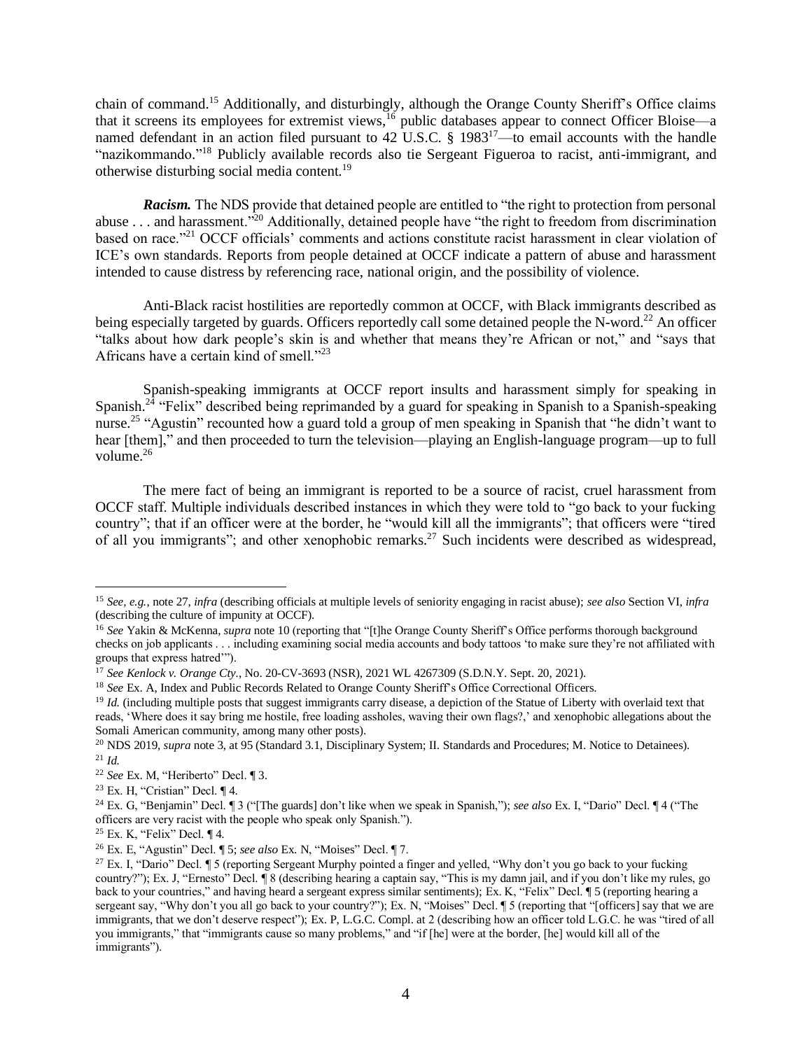chain of command.[15] Additionally, and disturbingly, although the Orange County Sheriff's Office claims that it screens its employees for extremist views,[16] public databases appear to connect Officer Bloise—a named defendant in an action filed pursuant to 42 U.S.C. § 1983[17]—to email accounts with the handle "nazikommando."[18] Publicly available records also tie Sergeant Figueroa to racist, anti-immigrant, and otherwise disturbing social media content.[19]

***Racism.*** The NDS provide that detained people are entitled to "the right to protection from personal abuse . . . and harassment."[20] Additionally, detained people have "the right to freedom from discrimination based on race."[21] OCCF officials' comments and actions constitute racist harassment in clear violation of ICE's own standards. Reports from people detained at OCCF indicate a pattern of abuse and harassment intended to cause distress by referencing race, national origin, and the possibility of violence.

Anti-Black racist hostilities are reportedly common at OCCF, with Black immigrants described as being especially targeted by guards. Officers reportedly call some detained people the N-word.[22] An officer "talks about how dark people's skin is and whether that means they're African or not," and "says that Africans have a certain kind of smell."[23]

Spanish-speaking immigrants at OCCF report insults and harassment simply for speaking in Spanish.[24] "Felix" described being reprimanded by a guard for speaking in Spanish to a Spanish-speaking nurse.[25] "Agustin" recounted how a guard told a group of men speaking in Spanish that "he didn't want to hear [them]," and then proceeded to turn the television—playing an English-language program—up to full volume.[26]

The mere fact of being an immigrant is reported to be a source of racist, cruel harassment from OCCF staff. Multiple individuals described instances in which they were told to "go back to your fucking country"; that if an officer were at the border, he "would kill all the immigrants"; that officers were "tired of all you immigrants"; and other xenophobic remarks.[27] Such incidents were described as widespread,

---

[15] *See, e.g.*, note 27, *infra* (describing officials at multiple levels of seniority engaging in racist abuse); *see also* Section VI, *infra* (describing the culture of impunity at OCCF).

[16] *See* Yakin & McKenna, *supra* note 10 (reporting that "[t]he Orange County Sheriff's Office performs thorough background checks on job applicants . . . including examining social media accounts and body tattoos 'to make sure they're not affiliated with groups that express hatred'").

[17] *See Kenlock v. Orange Cty.*, No. 20-CV-3693 (NSR), 2021 WL 4267309 (S.D.N.Y. Sept. 20, 2021).

[18] *See* Ex. A, Index and Public Records Related to Orange County Sheriff's Office Correctional Officers.

[19] *Id.* (including multiple posts that suggest immigrants carry disease, a depiction of the Statue of Liberty with overlaid text that reads, 'Where does it say bring me hostile, free loading assholes, waving their own flags?,' and xenophobic allegations about the Somali American community, among many other posts).

[20] NDS 2019, *supra* note 3, at 95 (Standard 3.1, Disciplinary System; II. Standards and Procedures; M. Notice to Detainees).

[21] *Id.*

[22] *See* Ex. M, "Heriberto" Decl. ¶ 3.

[23] Ex. H, "Cristian" Decl. ¶ 4.

[24] Ex. G, "Benjamin" Decl. ¶ 3 ("[The guards] don't like when we speak in Spanish,"); *see also* Ex. I, "Dario" Decl. ¶ 4 ("The officers are very racist with the people who speak only Spanish.").

[25] Ex. K, "Felix" Decl. ¶ 4.

[26] Ex. E, "Agustin" Decl. ¶ 5; *see also* Ex. N, "Moises" Decl. ¶ 7.

[27] Ex. I, "Dario" Decl. ¶ 5 (reporting Sergeant Murphy pointed a finger and yelled, "Why don't you go back to your fucking country?"); Ex. J, "Ernesto" Decl. ¶ 8 (describing hearing a captain say, "This is my damn jail, and if you don't like my rules, go back to your countries," and having heard a sergeant express similar sentiments); Ex. K, "Felix" Decl. ¶ 5 (reporting hearing a sergeant say, "Why don't you all go back to your country?"); Ex. N, "Moises" Decl. ¶ 5 (reporting that "[officers] say that we are immigrants, that we don't deserve respect"); Ex. P, L.G.C. Compl. at 2 (describing how an officer told L.G.C. he was "tired of all you immigrants," that "immigrants cause so many problems," and "if [he] were at the border, [he] would kill all of the immigrants").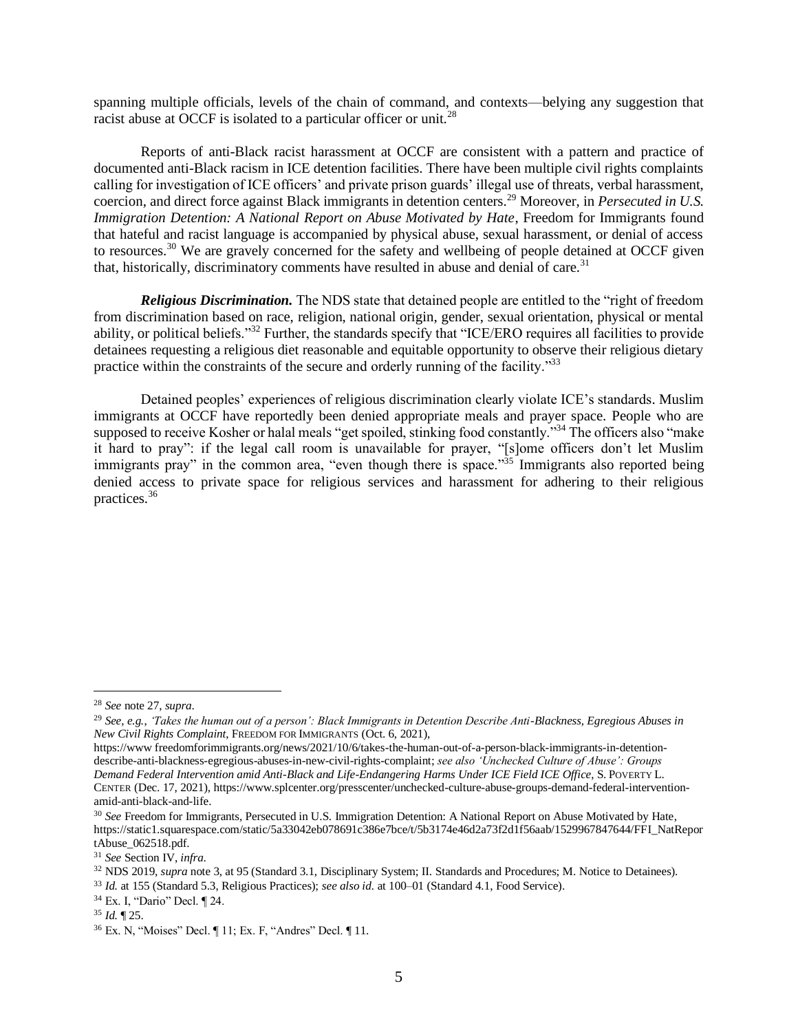spanning multiple officials, levels of the chain of command, and contexts—belying any suggestion that racist abuse at OCCF is isolated to a particular officer or unit.[28]

Reports of anti-Black racist harassment at OCCF are consistent with a pattern and practice of documented anti-Black racism in ICE detention facilities. There have been multiple civil rights complaints calling for investigation of ICE officers' and private prison guards' illegal use of threats, verbal harassment, coercion, and direct force against Black immigrants in detention centers.[29] Moreover, in *Persecuted in U.S. Immigration Detention: A National Report on Abuse Motivated by Hate*, Freedom for Immigrants found that hateful and racist language is accompanied by physical abuse, sexual harassment, or denial of access to resources.[30] We are gravely concerned for the safety and wellbeing of people detained at OCCF given that, historically, discriminatory comments have resulted in abuse and denial of care.[31]

***Religious Discrimination.*** The NDS state that detained people are entitled to the "right of freedom from discrimination based on race, religion, national origin, gender, sexual orientation, physical or mental ability, or political beliefs."[32] Further, the standards specify that "ICE/ERO requires all facilities to provide detainees requesting a religious diet reasonable and equitable opportunity to observe their religious dietary practice within the constraints of the secure and orderly running of the facility."[33]

Detained peoples' experiences of religious discrimination clearly violate ICE's standards. Muslim immigrants at OCCF have reportedly been denied appropriate meals and prayer space. People who are supposed to receive Kosher or halal meals "get spoiled, stinking food constantly."[34] The officers also "make it hard to pray": if the legal call room is unavailable for prayer, "[s]ome officers don't let Muslim immigrants pray" in the common area, "even though there is space."[35] Immigrants also reported being denied access to private space for religious services and harassment for adhering to their religious practices.[36]

---

[28] *See* note 27, *supra*.

[29] *See, e.g.*, *'Takes the human out of a person': Black Immigrants in Detention Describe Anti-Blackness, Egregious Abuses in New Civil Rights Complaint*, FREEDOM FOR IMMIGRANTS (Oct. 6, 2021), https://www freedomforimmigrants.org/news/2021/10/6/takes-the-human-out-of-a-person-black-immigrants-in-detention-describe-anti-blackness-egregious-abuses-in-new-civil-rights-complaint; *see also 'Unchecked Culture of Abuse': Groups Demand Federal Intervention amid Anti-Black and Life-Endangering Harms Under ICE Field ICE Office*, S. POVERTY L. CENTER (Dec. 17, 2021), https://www.splcenter.org/presscenter/unchecked-culture-abuse-groups-demand-federal-intervention-amid-anti-black-and-life.

[30] *See* Freedom for Immigrants, Persecuted in U.S. Immigration Detention: A National Report on Abuse Motivated by Hate, https://static1.squarespace.com/static/5a33042eb078691c386e7bce/t/5b3174e46d2a73f2d1f56aab/1529967847644/FFI_NatReportAbuse_062518.pdf.

[31] *See* Section IV, *infra*.

[32] NDS 2019, *supra* note 3, at 95 (Standard 3.1, Disciplinary System; II. Standards and Procedures; M. Notice to Detainees).

[33] *Id.* at 155 (Standard 5.3, Religious Practices); *see also id.* at 100–01 (Standard 4.1, Food Service).

[34] Ex. I, "Dario" Decl. ¶ 24.

[35] *Id.* ¶ 25.

[36] Ex. N, "Moises" Decl. ¶ 11; Ex. F, "Andres" Decl. ¶ 11.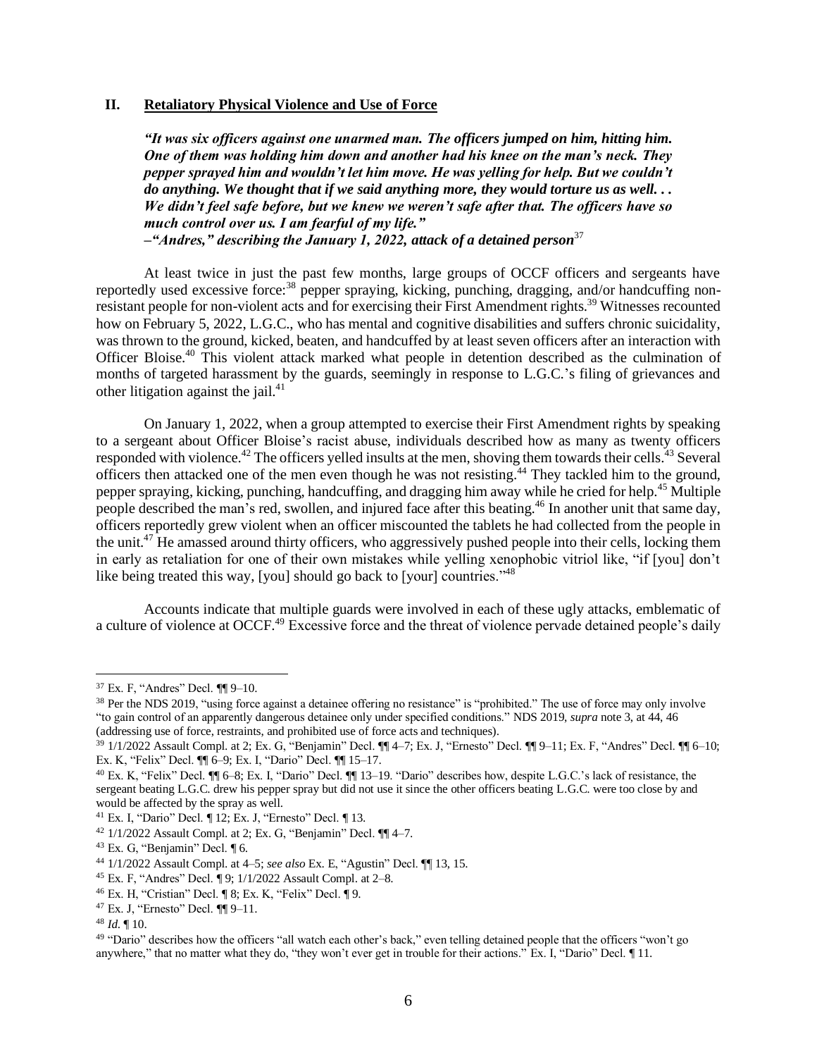## II. Retaliatory Physical Violence and Use of Force

***"It was six officers against one unarmed man. The officers jumped on him, hitting him. One of them was holding him down and another had his knee on the man's neck. They pepper sprayed him and wouldn't let him move. He was yelling for help. But we couldn't do anything. We thought that if we said anything more, they would torture us as well. . . We didn't feel safe before, but we knew we weren't safe after that. The officers have so much control over us. I am fearful of my life."***
***–"Andres," describing the January 1, 2022, attack of a detained person***[37]

At least twice in just the past few months, large groups of OCCF officers and sergeants have reportedly used excessive force:[38] pepper spraying, kicking, punching, dragging, and/or handcuffing non-resistant people for non-violent acts and for exercising their First Amendment rights.[39] Witnesses recounted how on February 5, 2022, L.G.C., who has mental and cognitive disabilities and suffers chronic suicidality, was thrown to the ground, kicked, beaten, and handcuffed by at least seven officers after an interaction with Officer Bloise.[40] This violent attack marked what people in detention described as the culmination of months of targeted harassment by the guards, seemingly in response to L.G.C.'s filing of grievances and other litigation against the jail.[41]

On January 1, 2022, when a group attempted to exercise their First Amendment rights by speaking to a sergeant about Officer Bloise's racist abuse, individuals described how as many as twenty officers responded with violence.[42] The officers yelled insults at the men, shoving them towards their cells.[43] Several officers then attacked one of the men even though he was not resisting.[44] They tackled him to the ground, pepper spraying, kicking, punching, handcuffing, and dragging him away while he cried for help.[45] Multiple people described the man's red, swollen, and injured face after this beating.[46] In another unit that same day, officers reportedly grew violent when an officer miscounted the tablets he had collected from the people in the unit.[47] He amassed around thirty officers, who aggressively pushed people into their cells, locking them in early as retaliation for one of their own mistakes while yelling xenophobic vitriol like, "if [you] don't like being treated this way, [you] should go back to [your] countries."[48]

Accounts indicate that multiple guards were involved in each of these ugly attacks, emblematic of a culture of violence at OCCF.[49] Excessive force and the threat of violence pervade detained people's daily

---

[37] Ex. F, "Andres" Decl. ¶¶ 9–10.

[38] Per the NDS 2019, "using force against a detainee offering no resistance" is "prohibited." The use of force may only involve "to gain control of an apparently dangerous detainee only under specified conditions." NDS 2019, *supra* note 3, at 44, 46 (addressing use of force, restraints, and prohibited use of force acts and techniques).

[39] 1/1/2022 Assault Compl. at 2; Ex. G, "Benjamin" Decl. ¶¶ 4–7; Ex. J, "Ernesto" Decl. ¶¶ 9–11; Ex. F, "Andres" Decl. ¶¶ 6–10; Ex. K, "Felix" Decl. ¶¶ 6–9; Ex. I, "Dario" Decl. ¶¶ 15–17.

[40] Ex. K, "Felix" Decl. ¶¶ 6–8; Ex. I, "Dario" Decl. ¶¶ 13–19. "Dario" describes how, despite L.G.C.'s lack of resistance, the sergeant beating L.G.C. drew his pepper spray but did not use it since the other officers beating L.G.C. were too close by and would be affected by the spray as well.

[41] Ex. I, "Dario" Decl. ¶ 12; Ex. J, "Ernesto" Decl. ¶ 13.

[42] 1/1/2022 Assault Compl. at 2; Ex. G, "Benjamin" Decl. ¶¶ 4–7.

[43] Ex. G, "Benjamin" Decl. ¶ 6.

[44] 1/1/2022 Assault Compl. at 4–5; *see also* Ex. E, "Agustin" Decl. ¶¶ 13, 15.

[45] Ex. F, "Andres" Decl. ¶ 9; 1/1/2022 Assault Compl. at 2–8.

[46] Ex. H, "Cristian" Decl. ¶ 8; Ex. K, "Felix" Decl. ¶ 9.

[47] Ex. J, "Ernesto" Decl. ¶¶ 9–11.

[48] *Id.* ¶ 10.

[49] "Dario" describes how the officers "all watch each other's back," even telling detained people that the officers "won't go anywhere," that no matter what they do, "they won't ever get in trouble for their actions." Ex. I, "Dario" Decl. ¶ 11.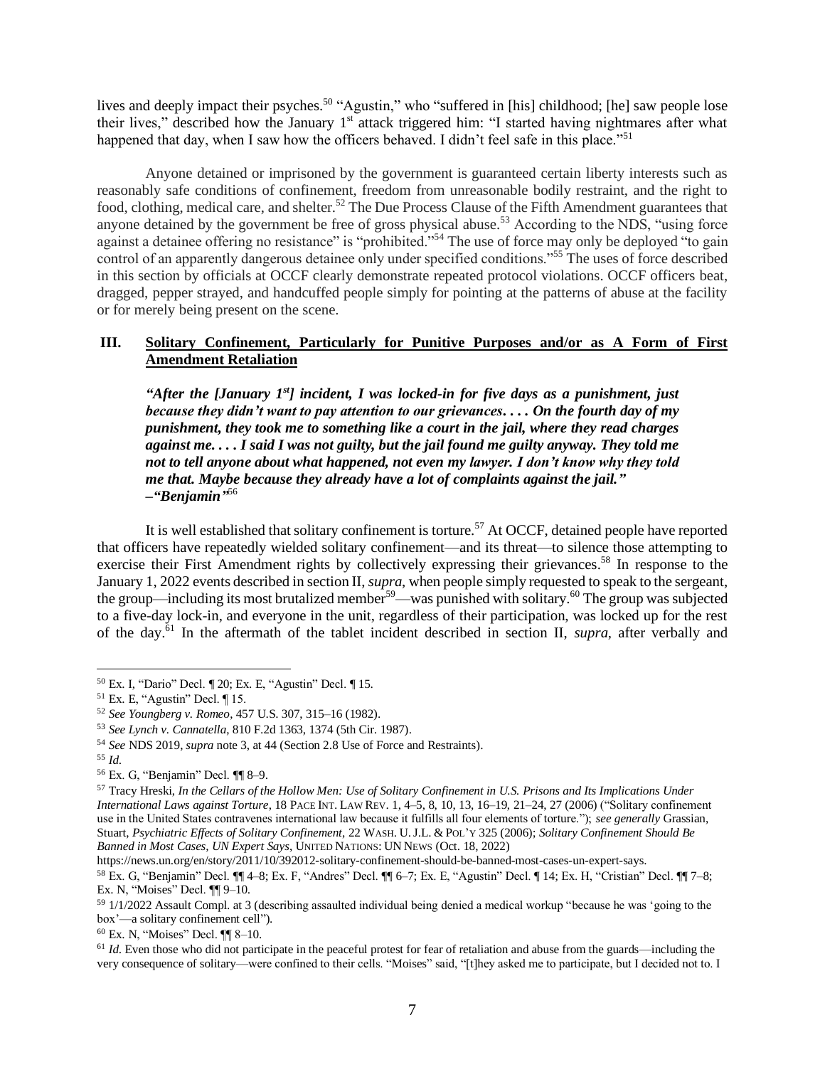lives and deeply impact their psyches.[50] "Agustin," who "suffered in [his] childhood; [he] saw people lose their lives," described how the January 1st attack triggered him: "I started having nightmares after what happened that day, when I saw how the officers behaved. I didn't feel safe in this place."[51]

Anyone detained or imprisoned by the government is guaranteed certain liberty interests such as reasonably safe conditions of confinement, freedom from unreasonable bodily restraint, and the right to food, clothing, medical care, and shelter.[52] The Due Process Clause of the Fifth Amendment guarantees that anyone detained by the government be free of gross physical abuse.[53] According to the NDS, "using force against a detainee offering no resistance" is "prohibited."[54] The use of force may only be deployed "to gain control of an apparently dangerous detainee only under specified conditions."[55] The uses of force described in this section by officials at OCCF clearly demonstrate repeated protocol violations. OCCF officers beat, dragged, pepper strayed, and handcuffed people simply for pointing at the patterns of abuse at the facility or for merely being present on the scene.

## III. Solitary Confinement, Particularly for Punitive Purposes and/or as A Form of First Amendment Retaliation

> ***"After the [January 1st] incident, I was locked-in for five days as a punishment, just because they didn't want to pay attention to our grievances. . . . On the fourth day of my punishment, they took me to something like a court in the jail, where they read charges against me. . . . I said I was not guilty, but the jail found me guilty anyway. They told me not to tell anyone about what happened, not even my lawyer. I don't know why they told me that. Maybe because they already have a lot of complaints against the jail." –"Benjamin"***[56]

It is well established that solitary confinement is torture.[57] At OCCF, detained people have reported that officers have repeatedly wielded solitary confinement—and its threat—to silence those attempting to exercise their First Amendment rights by collectively expressing their grievances.[58] In response to the January 1, 2022 events described in section II, *supra*, when people simply requested to speak to the sergeant, the group—including its most brutalized member[59]—was punished with solitary.[60] The group was subjected to a five-day lock-in, and everyone in the unit, regardless of their participation, was locked up for the rest of the day.[61] In the aftermath of the tablet incident described in section II, *supra*, after verbally and

---

[50] Ex. I, "Dario" Decl. ¶ 20; Ex. E, "Agustin" Decl. ¶ 15.

[51] Ex. E, "Agustin" Decl. ¶ 15.

[52] *See Youngberg v. Romeo*, 457 U.S. 307, 315–16 (1982).

[53] *See Lynch v. Cannatella*, 810 F.2d 1363, 1374 (5th Cir. 1987).

[54] *See* NDS 2019, *supra* note 3, at 44 (Section 2.8 Use of Force and Restraints).

[55] *Id.*

[56] Ex. G, "Benjamin" Decl. ¶¶ 8–9.

[57] Tracy Hreski, *In the Cellars of the Hollow Men: Use of Solitary Confinement in U.S. Prisons and Its Implications Under International Laws against Torture*, 18 PACE INT. LAW REV. 1, 4–5, 8, 10, 13, 16–19, 21–24, 27 (2006) ("Solitary confinement use in the United States contravenes international law because it fulfills all four elements of torture."); *see generally* Grassian, Stuart, *Psychiatric Effects of Solitary Confinement*, 22 WASH. U. J.L. & POL'Y 325 (2006); *Solitary Confinement Should Be Banned in Most Cases, UN Expert Says*, UNITED NATIONS: UN NEWS (Oct. 18, 2022) https://news.un.org/en/story/2011/10/392012-solitary-confinement-should-be-banned-most-cases-un-expert-says.

[58] Ex. G, "Benjamin" Decl. ¶¶ 4–8; Ex. F, "Andres" Decl. ¶¶ 6–7; Ex. E, "Agustin" Decl. ¶ 14; Ex. H, "Cristian" Decl. ¶¶ 7–8; Ex. N, "Moises" Decl. ¶¶ 9–10.

[59] 1/1/2022 Assault Compl. at 3 (describing assaulted individual being denied a medical workup "because he was 'going to the box'—a solitary confinement cell").

[60] Ex. N, "Moises" Decl. ¶¶ 8–10.

[61] *Id.* Even those who did not participate in the peaceful protest for fear of retaliation and abuse from the guards—including the very consequence of solitary—were confined to their cells. "Moises" said, "[t]hey asked me to participate, but I decided not to. I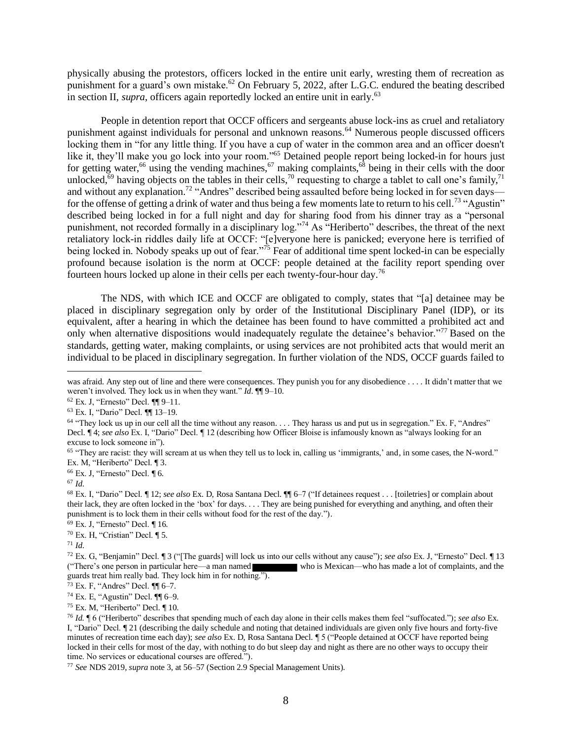physically abusing the protestors, officers locked in the entire unit early, wresting them of recreation as punishment for a guard's own mistake.[62] On February 5, 2022, after L.G.C. endured the beating described in section II, *supra*, officers again reportedly locked an entire unit in early.[63]

People in detention report that OCCF officers and sergeants abuse lock-ins as cruel and retaliatory punishment against individuals for personal and unknown reasons.[64] Numerous people discussed officers locking them in "for any little thing. If you have a cup of water in the common area and an officer doesn't like it, they'll make you go lock into your room."[65] Detained people report being locked-in for hours just for getting water,[66] using the vending machines,[67] making complaints,[68] being in their cells with the door unlocked,[69] having objects on the tables in their cells,[70] requesting to charge a tablet to call one's family,[71] and without any explanation.[72] "Andres" described being assaulted before being locked in for seven days—for the offense of getting a drink of water and thus being a few moments late to return to his cell.[73] "Agustin" described being locked in for a full night and day for sharing food from his dinner tray as a "personal punishment, not recorded formally in a disciplinary log."[74] As "Heriberto" describes, the threat of the next retaliatory lock-in riddles daily life at OCCF: "[e]veryone here is panicked; everyone here is terrified of being locked in. Nobody speaks up out of fear."[75] Fear of additional time spent locked-in can be especially profound because isolation is the norm at OCCF: people detained at the facility report spending over fourteen hours locked up alone in their cells per each twenty-four-hour day.[76]

The NDS, with which ICE and OCCF are obligated to comply, states that "[a] detainee may be placed in disciplinary segregation only by order of the Institutional Disciplinary Panel (IDP), or its equivalent, after a hearing in which the detainee has been found to have committed a prohibited act and only when alternative dispositions would inadequately regulate the detainee's behavior."[77] Based on the standards, getting water, making complaints, or using services are not prohibited acts that would merit an individual to be placed in disciplinary segregation. In further violation of the NDS, OCCF guards failed to

---

was afraid. Any step out of line and there were consequences. They punish you for any disobedience . . . . It didn't matter that we weren't involved. They lock us in when they want." *Id*. ¶¶ 9–10.

[62] Ex. J, "Ernesto" Decl. ¶¶ 9–11.

[63] Ex. I, "Dario" Decl. ¶¶ 13–19.

[64] "They lock us up in our cell all the time without any reason. . . . They harass us and put us in segregation." Ex. F, "Andres" Decl. ¶ 4; *see also* Ex. I, "Dario" Decl. ¶ 12 (describing how Officer Bloise is infamously known as "always looking for an excuse to lock someone in").

[65] "They are racist: they will scream at us when they tell us to lock in, calling us 'immigrants,' and, in some cases, the N-word." Ex. M, "Heriberto" Decl. ¶ 3.

[66] Ex. J, "Ernesto" Decl. ¶ 6.

[67] *Id.*

[68] Ex. I, "Dario" Decl. ¶ 12; *see also* Ex. D, Rosa Santana Decl. ¶¶ 6–7 ("If detainees request . . . [toiletries] or complain about their lack, they are often locked in the 'box' for days. . . . They are being punished for everything and anything, and often their punishment is to lock them in their cells without food for the rest of the day.").

[69] Ex. J, "Ernesto" Decl. ¶ 16.

[70] Ex. H, "Cristian" Decl. ¶ 5.

[71] *Id.*

[72] Ex. G, "Benjamin" Decl. ¶ 3 ("[The guards] will lock us into our cells without any cause"); *see also* Ex. J, "Ernesto" Decl. ¶ 13 ("There's one person in particular here—a man named ████████ who is Mexican—who has made a lot of complaints, and the guards treat him really bad. They lock him in for nothing.").

[73] Ex. F, "Andres" Decl. ¶¶ 6–7.

[74] Ex. E, "Agustin" Decl. ¶¶ 6–9.

[75] Ex. M, "Heriberto" Decl. ¶ 10.

[76] *Id.* ¶ 6 ("Heriberto" describes that spending much of each day alone in their cells makes them feel "suffocated."); *see also* Ex. I, "Dario" Decl. ¶ 21 (describing the daily schedule and noting that detained individuals are given only five hours and forty-five minutes of recreation time each day); *see also* Ex. D, Rosa Santana Decl. ¶ 5 ("People detained at OCCF have reported being locked in their cells for most of the day, with nothing to do but sleep day and night as there are no other ways to occupy their time. No services or educational courses are offered.").

[77] *See* NDS 2019, *supra* note 3, at 56–57 (Section 2.9 Special Management Units).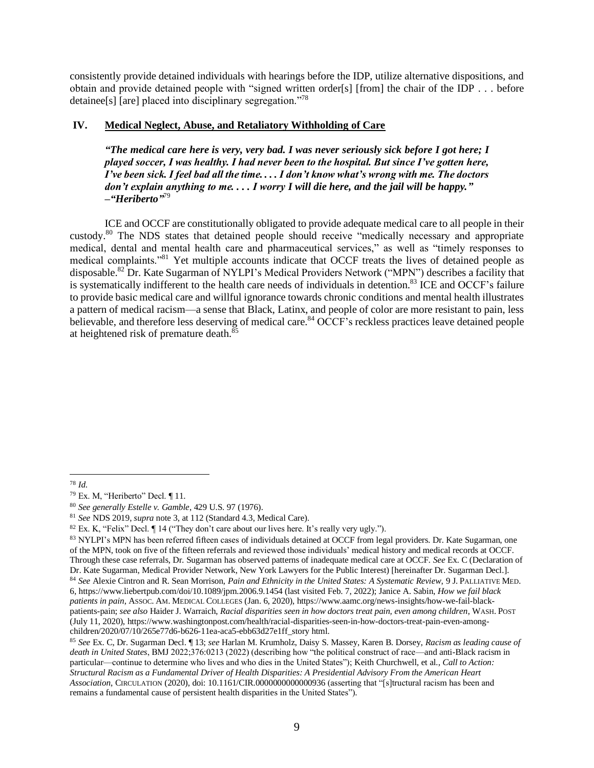consistently provide detained individuals with hearings before the IDP, utilize alternative dispositions, and obtain and provide detained people with "signed written order[s] [from] the chair of the IDP . . . before detainee[s] [are] placed into disciplinary segregation."[78]

## IV. Medical Neglect, Abuse, and Retaliatory Withholding of Care

> ***"The medical care here is very, very bad. I was never seriously sick before I got here; I played soccer, I was healthy. I had never been to the hospital. But since I've gotten here, I've been sick. I feel bad all the time. . . . I don't know what's wrong with me. The doctors don't explain anything to me. . . . I worry I will die here, and the jail will be happy." –"Heriberto"***[79]

ICE and OCCF are constitutionally obligated to provide adequate medical care to all people in their custody.[80] The NDS states that detained people should receive "medically necessary and appropriate medical, dental and mental health care and pharmaceutical services," as well as "timely responses to medical complaints."[81] Yet multiple accounts indicate that OCCF treats the lives of detained people as disposable.[82] Dr. Kate Sugarman of NYLPI's Medical Providers Network ("MPN") describes a facility that is systematically indifferent to the health care needs of individuals in detention.[83] ICE and OCCF's failure to provide basic medical care and willful ignorance towards chronic conditions and mental health illustrates a pattern of medical racism—a sense that Black, Latinx, and people of color are more resistant to pain, less believable, and therefore less deserving of medical care.[84] OCCF's reckless practices leave detained people at heightened risk of premature death.[85]

---

[78] *Id.*

[79] Ex. M, "Heriberto" Decl. ¶ 11.

[80] *See generally Estelle v. Gamble*, 429 U.S. 97 (1976).

[81] *See* NDS 2019, *supra* note 3, at 112 (Standard 4.3, Medical Care).

[82] Ex. K, "Felix" Decl. ¶ 14 ("They don't care about our lives here. It's really very ugly.").

[83] NYLPI's MPN has been referred fifteen cases of individuals detained at OCCF from legal providers. Dr. Kate Sugarman, one of the MPN, took on five of the fifteen referrals and reviewed those individuals' medical history and medical records at OCCF. Through these case referrals, Dr. Sugarman has observed patterns of inadequate medical care at OCCF. *See* Ex. C (Declaration of Dr. Kate Sugarman, Medical Provider Network, New York Lawyers for the Public Interest) [hereinafter Dr. Sugarman Decl.].

[84] *See* Alexie Cintron and R. Sean Morrison, *Pain and Ethnicity in the United States: A Systematic Review*, 9 J. PALLIATIVE MED. 6, https://www.liebertpub.com/doi/10.1089/jpm.2006.9.1454 (last visited Feb. 7, 2022); Janice A. Sabin, *How we fail black patients in pain*, ASSOC. AM. MEDICAL COLLEGES (Jan. 6, 2020), https://www.aamc.org/news-insights/how-we-fail-black-patients-pain; *see also* Haider J. Warraich, *Racial disparities seen in how doctors treat pain, even among children*, WASH. POST (July 11, 2020), https://www.washingtonpost.com/health/racial-disparities-seen-in-how-doctors-treat-pain-even-among-children/2020/07/10/265e77d6-b626-11ea-aca5-ebb63d27e1ff_story html.

[85] *See* Ex. C, Dr. Sugarman Decl. ¶ 13; *see* Harlan M. Krumholz, Daisy S. Massey, Karen B. Dorsey, *Racism as leading cause of death in United States*, BMJ 2022;376:0213 (2022) (describing how "the political construct of race—and anti-Black racism in particular—continue to determine who lives and who dies in the United States"); Keith Churchwell, et al., *Call to Action: Structural Racism as a Fundamental Driver of Health Disparities: A Presidential Advisory From the American Heart Association*, CIRCULATION (2020), doi: 10.1161/CIR.0000000000000936 (asserting that "[s]tructural racism has been and remains a fundamental cause of persistent health disparities in the United States").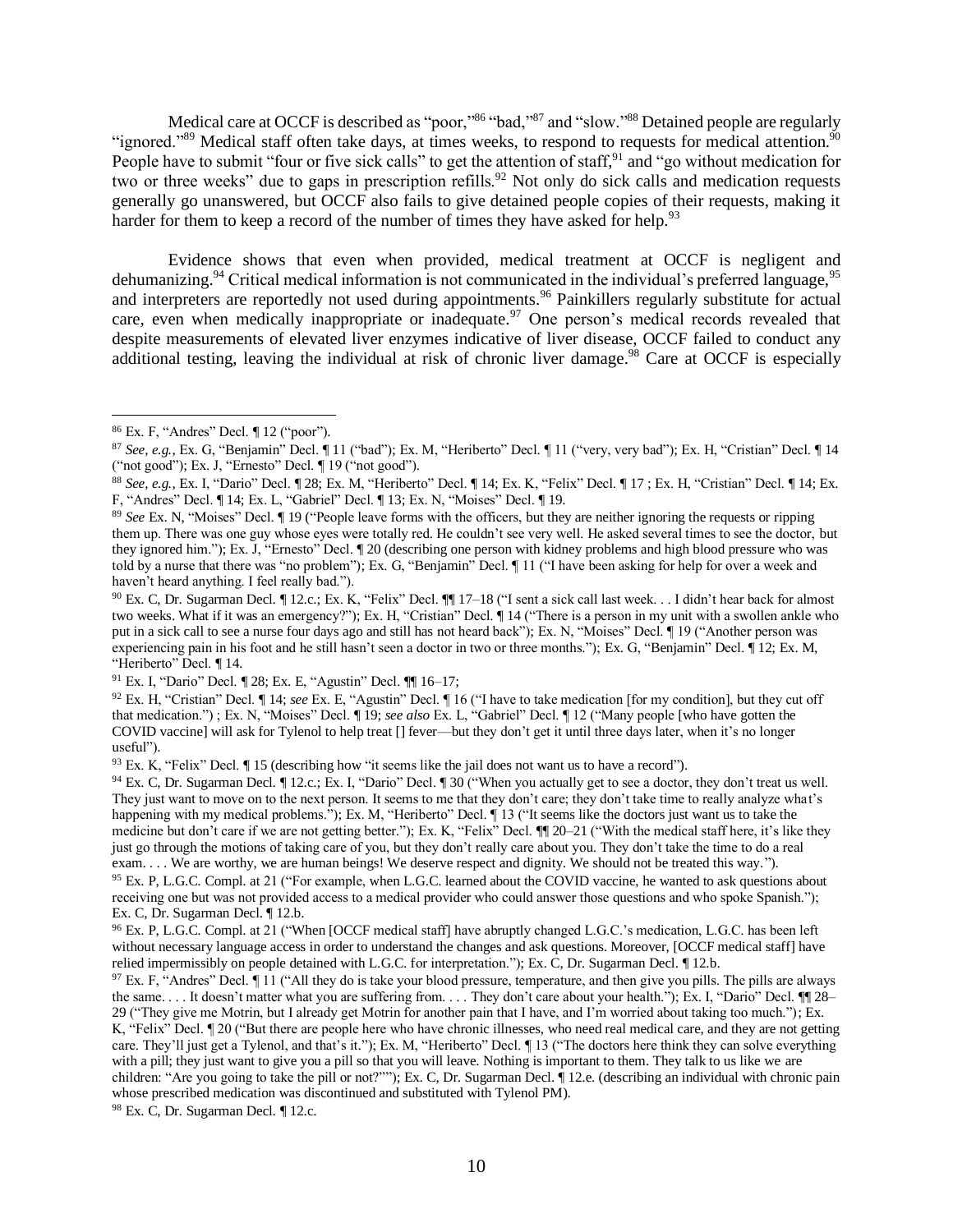Medical care at OCCF is described as "poor,"[86] "bad,"[87] and "slow."[88] Detained people are regularly "ignored."[89] Medical staff often take days, at times weeks, to respond to requests for medical attention.[90] People have to submit "four or five sick calls" to get the attention of staff,[91] and "go without medication for two or three weeks" due to gaps in prescription refills.[92] Not only do sick calls and medication requests generally go unanswered, but OCCF also fails to give detained people copies of their requests, making it harder for them to keep a record of the number of times they have asked for help.[93]

Evidence shows that even when provided, medical treatment at OCCF is negligent and dehumanizing.[94] Critical medical information is not communicated in the individual's preferred language,[95] and interpreters are reportedly not used during appointments.[96] Painkillers regularly substitute for actual care, even when medically inappropriate or inadequate.[97] One person's medical records revealed that despite measurements of elevated liver enzymes indicative of liver disease, OCCF failed to conduct any additional testing, leaving the individual at risk of chronic liver damage.[98] Care at OCCF is especially

---

[86] Ex. F, "Andres" Decl. ¶ 12 ("poor").

[87] *See, e.g.*, Ex. G, "Benjamin" Decl. ¶ 11 ("bad"); Ex. M, "Heriberto" Decl. ¶ 11 ("very, very bad"); Ex. H, "Cristian" Decl. ¶ 14 ("not good"); Ex. J, "Ernesto" Decl. ¶ 19 ("not good").

[88] *See, e.g.*, Ex. I, "Dario" Decl. ¶ 28; Ex. M, "Heriberto" Decl. ¶ 14; Ex. K, "Felix" Decl. ¶ 17 ; Ex. H, "Cristian" Decl. ¶ 14; Ex. F, "Andres" Decl. ¶ 14; Ex. L, "Gabriel" Decl. ¶ 13; Ex. N, "Moises" Decl. ¶ 19.

[89] *See* Ex. N, "Moises" Decl. ¶ 19 ("People leave forms with the officers, but they are neither ignoring the requests or ripping them up. There was one guy whose eyes were totally red. He couldn't see very well. He asked several times to see the doctor, but they ignored him."); Ex. J, "Ernesto" Decl. ¶ 20 (describing one person with kidney problems and high blood pressure who was told by a nurse that there was "no problem"); Ex. G, "Benjamin" Decl. ¶ 11 ("I have been asking for help for over a week and haven't heard anything. I feel really bad.").

[90] Ex. C, Dr. Sugarman Decl. ¶ 12.c.; Ex. K, "Felix" Decl. ¶¶ 17–18 ("I sent a sick call last week. . . I didn't hear back for almost two weeks. What if it was an emergency?"); Ex. H, "Cristian" Decl. ¶ 14 ("There is a person in my unit with a swollen ankle who put in a sick call to see a nurse four days ago and still has not heard back"); Ex. N, "Moises" Decl. ¶ 19 ("Another person was experiencing pain in his foot and he still hasn't seen a doctor in two or three months."); Ex. G, "Benjamin" Decl. ¶ 12; Ex. M, "Heriberto" Decl. ¶ 14.

[91] Ex. I, "Dario" Decl. ¶ 28; Ex. E, "Agustin" Decl. ¶¶ 16–17;

[92] Ex. H, "Cristian" Decl. ¶ 14; *see* Ex. E, "Agustin" Decl. ¶ 16 ("I have to take medication [for my condition], but they cut off that medication.") ; Ex. N, "Moises" Decl. ¶ 19; *see also* Ex. L, "Gabriel" Decl. ¶ 12 ("Many people [who have gotten the COVID vaccine] will ask for Tylenol to help treat [] fever—but they don't get it until three days later, when it's no longer useful").

[93] Ex. K, "Felix" Decl. ¶ 15 (describing how "it seems like the jail does not want us to have a record").

[94] Ex. C, Dr. Sugarman Decl. ¶ 12.c.; Ex. I, "Dario" Decl. ¶ 30 ("When you actually get to see a doctor, they don't treat us well. They just want to move on to the next person. It seems to me that they don't care; they don't take time to really analyze what's happening with my medical problems."); Ex. M, "Heriberto" Decl. ¶ 13 ("It seems like the doctors just want us to take the medicine but don't care if we are not getting better."); Ex. K, "Felix" Decl. ¶¶ 20–21 ("With the medical staff here, it's like they just go through the motions of taking care of you, but they don't really care about you. They don't take the time to do a real exam. . . . We are worthy, we are human beings! We deserve respect and dignity. We should not be treated this way.").

[95] Ex. P, L.G.C. Compl. at 21 ("For example, when L.G.C. learned about the COVID vaccine, he wanted to ask questions about receiving one but was not provided access to a medical provider who could answer those questions and who spoke Spanish."); Ex. C, Dr. Sugarman Decl. ¶ 12.b.

[96] Ex. P, L.G.C. Compl. at 21 ("When [OCCF medical staff] have abruptly changed L.G.C.'s medication, L.G.C. has been left without necessary language access in order to understand the changes and ask questions. Moreover, [OCCF medical staff] have relied impermissibly on people detained with L.G.C. for interpretation."); Ex. C, Dr. Sugarman Decl. ¶ 12.b.

[97] Ex. F, "Andres" Decl. ¶ 11 ("All they do is take your blood pressure, temperature, and then give you pills. The pills are always the same. . . . It doesn't matter what you are suffering from. . . . They don't care about your health."); Ex. I, "Dario" Decl. ¶¶ 28–29 ("They give me Motrin, but I already get Motrin for another pain that I have, and I'm worried about taking too much."); Ex. K, "Felix" Decl. ¶ 20 ("But there are people here who have chronic illnesses, who need real medical care, and they are not getting care. They'll just get a Tylenol, and that's it."); Ex. M, "Heriberto" Decl. ¶ 13 ("The doctors here think they can solve everything with a pill; they just want to give you a pill so that you will leave. Nothing is important to them. They talk to us like we are children: "Are you going to take the pill or not?""); Ex. C, Dr. Sugarman Decl. ¶ 12.e. (describing an individual with chronic pain whose prescribed medication was discontinued and substituted with Tylenol PM).

[98] Ex. C, Dr. Sugarman Decl. ¶ 12.c.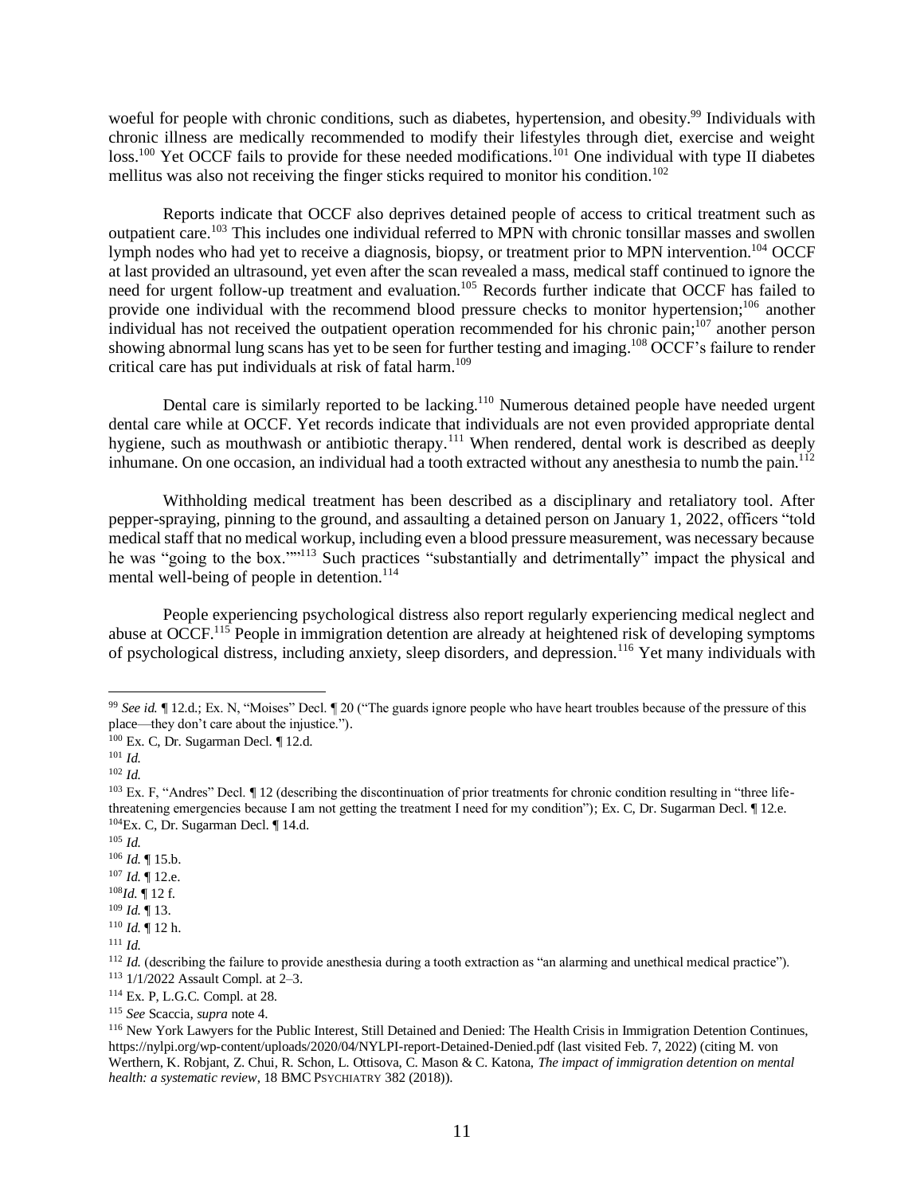woeful for people with chronic conditions, such as diabetes, hypertension, and obesity.[99] Individuals with chronic illness are medically recommended to modify their lifestyles through diet, exercise and weight loss.[100] Yet OCCF fails to provide for these needed modifications.[101] One individual with type II diabetes mellitus was also not receiving the finger sticks required to monitor his condition.[102]

Reports indicate that OCCF also deprives detained people of access to critical treatment such as outpatient care.[103] This includes one individual referred to MPN with chronic tonsillar masses and swollen lymph nodes who had yet to receive a diagnosis, biopsy, or treatment prior to MPN intervention.[104] OCCF at last provided an ultrasound, yet even after the scan revealed a mass, medical staff continued to ignore the need for urgent follow-up treatment and evaluation.[105] Records further indicate that OCCF has failed to provide one individual with the recommend blood pressure checks to monitor hypertension;[106] another individual has not received the outpatient operation recommended for his chronic pain;[107] another person showing abnormal lung scans has yet to be seen for further testing and imaging.[108] OCCF's failure to render critical care has put individuals at risk of fatal harm.[109]

Dental care is similarly reported to be lacking.[110] Numerous detained people have needed urgent dental care while at OCCF. Yet records indicate that individuals are not even provided appropriate dental hygiene, such as mouthwash or antibiotic therapy.[111] When rendered, dental work is described as deeply inhumane. On one occasion, an individual had a tooth extracted without any anesthesia to numb the pain.[112]

Withholding medical treatment has been described as a disciplinary and retaliatory tool. After pepper-spraying, pinning to the ground, and assaulting a detained person on January 1, 2022, officers "told medical staff that no medical workup, including even a blood pressure measurement, was necessary because he was "going to the box.""[113] Such practices "substantially and detrimentally" impact the physical and mental well-being of people in detention.[114]

People experiencing psychological distress also report regularly experiencing medical neglect and abuse at OCCF.[115] People in immigration detention are already at heightened risk of developing symptoms of psychological distress, including anxiety, sleep disorders, and depression.[116] Yet many individuals with

---

[99] *See id.* ¶ 12.d.; Ex. N, "Moises" Decl. ¶ 20 ("The guards ignore people who have heart troubles because of the pressure of this place—they don't care about the injustice.").

[100] Ex. C, Dr. Sugarman Decl. ¶ 12.d.

[101] *Id.*

[102] *Id.*

[103] Ex. F, "Andres" Decl. ¶ 12 (describing the discontinuation of prior treatments for chronic condition resulting in "three life-threatening emergencies because I am not getting the treatment I need for my condition"); Ex. C, Dr. Sugarman Decl. ¶ 12.e.

[104] Ex. C, Dr. Sugarman Decl. ¶ 14.d.

[105] *Id.*

[106] *Id.* ¶ 15.b.

[107] *Id.* ¶ 12.e.

[108] *Id.* ¶ 12 f.

[109] *Id.* ¶ 13.

[110] *Id.* ¶ 12 h.

[111] *Id.*

[112] *Id.* (describing the failure to provide anesthesia during a tooth extraction as "an alarming and unethical medical practice").

[113] 1/1/2022 Assault Compl. at 2–3.

[114] Ex. P, L.G.C. Compl. at 28.

[115] *See* Scaccia, *supra* note 4.

[116] New York Lawyers for the Public Interest, Still Detained and Denied: The Health Crisis in Immigration Detention Continues, https://nylpi.org/wp-content/uploads/2020/04/NYLPI-report-Detained-Denied.pdf (last visited Feb. 7, 2022) (citing M. von Werthern, K. Robjant, Z. Chui, R. Schon, L. Ottisova, C. Mason & C. Katona, *The impact of immigration detention on mental health: a systematic review*, 18 BMC PSYCHIATRY 382 (2018)).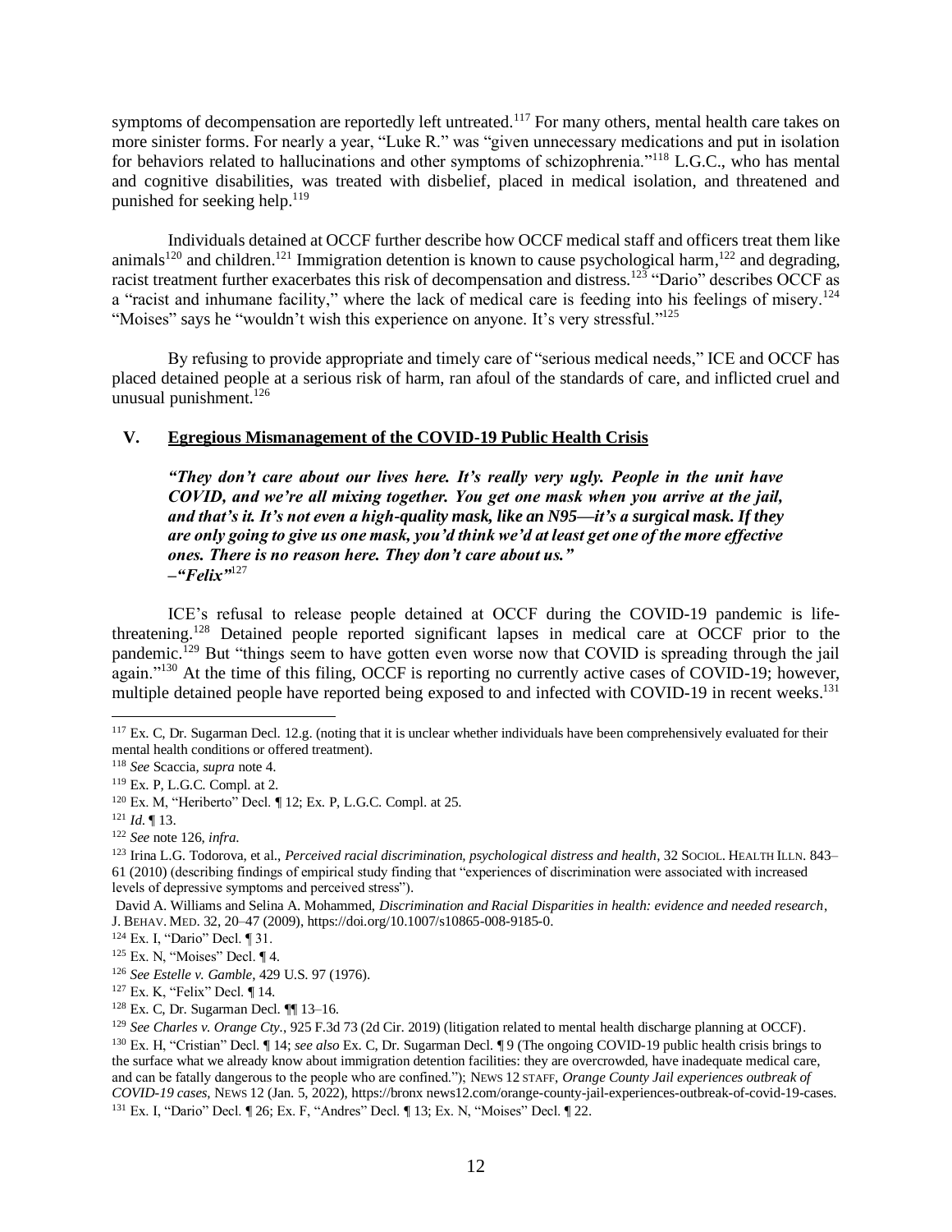symptoms of decompensation are reportedly left untreated.[117] For many others, mental health care takes on more sinister forms. For nearly a year, "Luke R." was "given unnecessary medications and put in isolation for behaviors related to hallucinations and other symptoms of schizophrenia."[118] L.G.C., who has mental and cognitive disabilities, was treated with disbelief, placed in medical isolation, and threatened and punished for seeking help.[119]

Individuals detained at OCCF further describe how OCCF medical staff and officers treat them like animals[120] and children.[121] Immigration detention is known to cause psychological harm,[122] and degrading, racist treatment further exacerbates this risk of decompensation and distress.[123] "Dario" describes OCCF as a "racist and inhumane facility," where the lack of medical care is feeding into his feelings of misery.[124] "Moises" says he "wouldn't wish this experience on anyone. It's very stressful."[125]

By refusing to provide appropriate and timely care of "serious medical needs," ICE and OCCF has placed detained people at a serious risk of harm, ran afoul of the standards of care, and inflicted cruel and unusual punishment.[126]

## V. Egregious Mismanagement of the COVID-19 Public Health Crisis

> ***"They don't care about our lives here. It's really very ugly. People in the unit have COVID, and we're all mixing together. You get one mask when you arrive at the jail, and that's it. It's not even a high-quality mask, like an N95—it's a surgical mask. If they are only going to give us one mask, you'd think we'd at least get one of the more effective ones. There is no reason here. They don't care about us."***
> ***–"Felix"***[127]

ICE's refusal to release people detained at OCCF during the COVID-19 pandemic is life-threatening.[128] Detained people reported significant lapses in medical care at OCCF prior to the pandemic.[129] But "things seem to have gotten even worse now that COVID is spreading through the jail again."[130] At the time of this filing, OCCF is reporting no currently active cases of COVID-19; however, multiple detained people have reported being exposed to and infected with COVID-19 in recent weeks.[131]

---

[117] Ex. C, Dr. Sugarman Decl. 12.g. (noting that it is unclear whether individuals have been comprehensively evaluated for their mental health conditions or offered treatment).

[118] *See* Scaccia, *supra* note 4.

[119] Ex. P, L.G.C. Compl. at 2.

[120] Ex. M, "Heriberto" Decl. ¶ 12; Ex. P, L.G.C. Compl. at 25.

[121] *Id.* ¶ 13.

[122] *See* note 126, *infra*.

[123] Irina L.G. Todorova, et al., *Perceived racial discrimination, psychological distress and health*, 32 SOCIOL. HEALTH ILLN. 843–61 (2010) (describing findings of empirical study finding that "experiences of discrimination were associated with increased levels of depressive symptoms and perceived stress").

David A. Williams and Selina A. Mohammed, *Discrimination and Racial Disparities in health: evidence and needed research*, J. BEHAV. MED. 32, 20–47 (2009), https://doi.org/10.1007/s10865-008-9185-0.

[124] Ex. I, "Dario" Decl. ¶ 31.

[125] Ex. N, "Moises" Decl. ¶ 4.

[126] *See Estelle v. Gamble*, 429 U.S. 97 (1976).

[127] Ex. K, "Felix" Decl. ¶ 14.

[128] Ex. C, Dr. Sugarman Decl. ¶¶ 13–16.

[129] *See Charles v. Orange Cty.*, 925 F.3d 73 (2d Cir. 2019) (litigation related to mental health discharge planning at OCCF).

[130] Ex. H, "Cristian" Decl. ¶ 14; *see also* Ex. C, Dr. Sugarman Decl. ¶ 9 (The ongoing COVID-19 public health crisis brings to the surface what we already know about immigration detention facilities: they are overcrowded, have inadequate medical care, and can be fatally dangerous to the people who are confined."); NEWS 12 STAFF, *Orange County Jail experiences outbreak of COVID-19 cases*, NEWS 12 (Jan. 5, 2022), https://bronx news12.com/orange-county-jail-experiences-outbreak-of-covid-19-cases.

[131] Ex. I, "Dario" Decl. ¶ 26; Ex. F, "Andres" Decl. ¶ 13; Ex. N, "Moises" Decl. ¶ 22.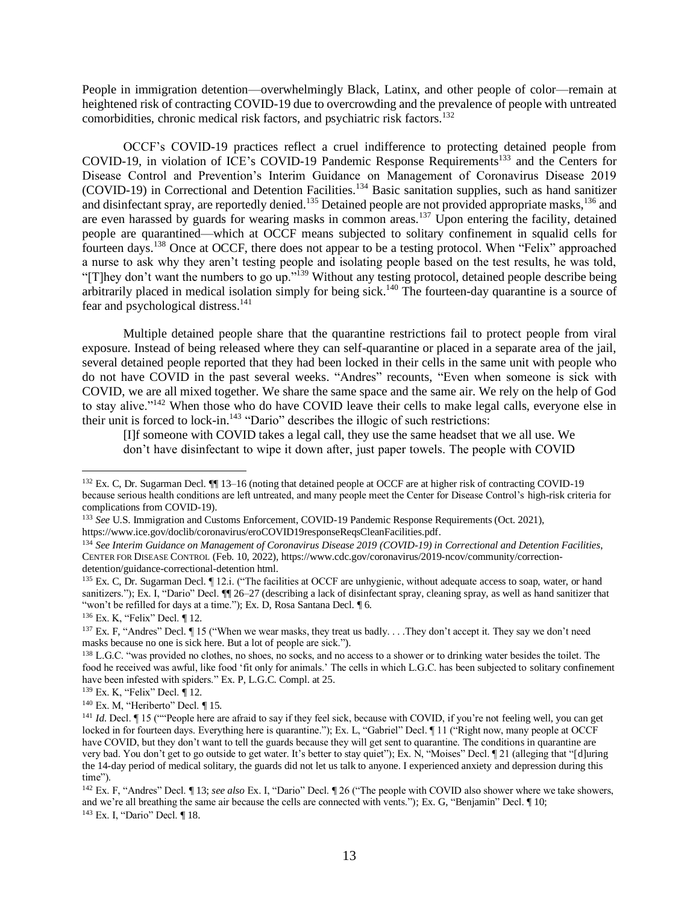People in immigration detention—overwhelmingly Black, Latinx, and other people of color—remain at heightened risk of contracting COVID-19 due to overcrowding and the prevalence of people with untreated comorbidities, chronic medical risk factors, and psychiatric risk factors.[132]

OCCF's COVID-19 practices reflect a cruel indifference to protecting detained people from COVID-19, in violation of ICE's COVID-19 Pandemic Response Requirements[133] and the Centers for Disease Control and Prevention's Interim Guidance on Management of Coronavirus Disease 2019 (COVID-19) in Correctional and Detention Facilities.[134] Basic sanitation supplies, such as hand sanitizer and disinfectant spray, are reportedly denied.[135] Detained people are not provided appropriate masks,[136] and are even harassed by guards for wearing masks in common areas.[137] Upon entering the facility, detained people are quarantined—which at OCCF means subjected to solitary confinement in squalid cells for fourteen days.[138] Once at OCCF, there does not appear to be a testing protocol. When "Felix" approached a nurse to ask why they aren't testing people and isolating people based on the test results, he was told, "[T]hey don't want the numbers to go up."[139] Without any testing protocol, detained people describe being arbitrarily placed in medical isolation simply for being sick.[140] The fourteen-day quarantine is a source of fear and psychological distress.[141]

Multiple detained people share that the quarantine restrictions fail to protect people from viral exposure. Instead of being released where they can self-quarantine or placed in a separate area of the jail, several detained people reported that they had been locked in their cells in the same unit with people who do not have COVID in the past several weeks. "Andres" recounts, "Even when someone is sick with COVID, we are all mixed together. We share the same space and the same air. We rely on the help of God to stay alive."[142] When those who do have COVID leave their cells to make legal calls, everyone else in their unit is forced to lock-in.[143] "Dario" describes the illogic of such restrictions:

> [I]f someone with COVID takes a legal call, they use the same headset that we all use. We don't have disinfectant to wipe it down after, just paper towels. The people with COVID

---

[132] Ex. C, Dr. Sugarman Decl. ¶¶ 13–16 (noting that detained people at OCCF are at higher risk of contracting COVID-19 because serious health conditions are left untreated, and many people meet the Center for Disease Control's high-risk criteria for complications from COVID-19).

[133] *See* U.S. Immigration and Customs Enforcement, COVID-19 Pandemic Response Requirements (Oct. 2021), https://www.ice.gov/doclib/coronavirus/eroCOVID19responseReqsCleanFacilities.pdf.

[134] *See Interim Guidance on Management of Coronavirus Disease 2019 (COVID-19) in Correctional and Detention Facilities*, CENTER FOR DISEASE CONTROL (Feb. 10, 2022), https://www.cdc.gov/coronavirus/2019-ncov/community/correction-detention/guidance-correctional-detention html.

[135] Ex. C, Dr. Sugarman Decl. ¶ 12.i. ("The facilities at OCCF are unhygienic, without adequate access to soap, water, or hand sanitizers."); Ex. I, "Dario" Decl. ¶¶ 26–27 (describing a lack of disinfectant spray, cleaning spray, as well as hand sanitizer that "won't be refilled for days at a time."); Ex. D, Rosa Santana Decl. ¶ 6.

[136] Ex. K, "Felix" Decl. ¶ 12.

[137] Ex. F, "Andres" Decl. ¶ 15 ("When we wear masks, they treat us badly. . . .They don't accept it. They say we don't need masks because no one is sick here. But a lot of people are sick.").

[138] L.G.C. "was provided no clothes, no shoes, no socks, and no access to a shower or to drinking water besides the toilet. The food he received was awful, like food 'fit only for animals.' The cells in which L.G.C. has been subjected to solitary confinement have been infested with spiders." Ex. P, L.G.C. Compl. at 25.

[139] Ex. K, "Felix" Decl. ¶ 12.

[140] Ex. M, "Heriberto" Decl. ¶ 15.

[141] *Id.* Decl. ¶ 15 (""People here are afraid to say if they feel sick, because with COVID, if you're not feeling well, you can get locked in for fourteen days. Everything here is quarantine."); Ex. L, "Gabriel" Decl. ¶ 11 ("Right now, many people at OCCF have COVID, but they don't want to tell the guards because they will get sent to quarantine. The conditions in quarantine are very bad. You don't get to go outside to get water. It's better to stay quiet"); Ex. N, "Moises" Decl. ¶ 21 (alleging that "[d]uring the 14-day period of medical solitary, the guards did not let us talk to anyone. I experienced anxiety and depression during this time").

[142] Ex. F, "Andres" Decl. ¶ 13; *see also* Ex. I, "Dario" Decl. ¶ 26 ("The people with COVID also shower where we take showers, and we're all breathing the same air because the cells are connected with vents."); Ex. G, "Benjamin" Decl. ¶ 10;

[143] Ex. I, "Dario" Decl. ¶ 18.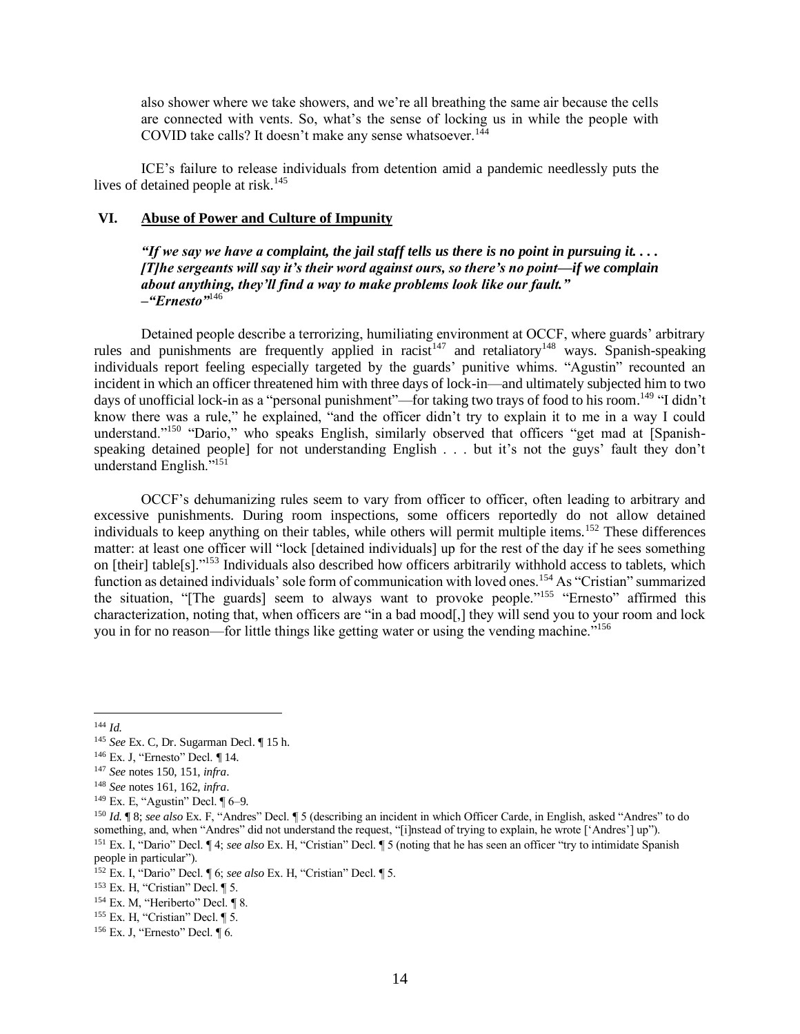> also shower where we take showers, and we're all breathing the same air because the cells are connected with vents. So, what's the sense of locking us in while the people with COVID take calls? It doesn't make any sense whatsoever.[144]

ICE's failure to release individuals from detention amid a pandemic needlessly puts the lives of detained people at risk.[145]

## VI. Abuse of Power and Culture of Impunity

> ***"If we say we have a complaint, the jail staff tells us there is no point in pursuing it. . . . [T]he sergeants will say it's their word against ours, so there's no point—if we complain about anything, they'll find a way to make problems look like our fault."***
> ***–"Ernesto"***[146]

Detained people describe a terrorizing, humiliating environment at OCCF, where guards' arbitrary rules and punishments are frequently applied in racist[147] and retaliatory[148] ways. Spanish-speaking individuals report feeling especially targeted by the guards' punitive whims. "Agustin" recounted an incident in which an officer threatened him with three days of lock-in—and ultimately subjected him to two days of unofficial lock-in as a "personal punishment"—for taking two trays of food to his room.[149] "I didn't know there was a rule," he explained, "and the officer didn't try to explain it to me in a way I could understand."[150] "Dario," who speaks English, similarly observed that officers "get mad at [Spanish-speaking detained people] for not understanding English . . . but it's not the guys' fault they don't understand English."[151]

OCCF's dehumanizing rules seem to vary from officer to officer, often leading to arbitrary and excessive punishments. During room inspections, some officers reportedly do not allow detained individuals to keep anything on their tables, while others will permit multiple items.[152] These differences matter: at least one officer will "lock [detained individuals] up for the rest of the day if he sees something on [their] table[s]."[153] Individuals also described how officers arbitrarily withhold access to tablets, which function as detained individuals' sole form of communication with loved ones.[154] As "Cristian" summarized the situation, "[The guards] seem to always want to provoke people."[155] "Ernesto" affirmed this characterization, noting that, when officers are "in a bad mood[,] they will send you to your room and lock you in for no reason—for little things like getting water or using the vending machine."[156]

---

[144] *Id.*

[145] *See* Ex. C, Dr. Sugarman Decl. ¶ 15 h.

[146] Ex. J, "Ernesto" Decl. ¶ 14.

[147] *See* notes 150, 151, *infra*.

[148] *See* notes 161, 162, *infra*.

[149] Ex. E, "Agustin" Decl. ¶ 6–9.

[150] *Id.* ¶ 8; *see also* Ex. F, "Andres" Decl. ¶ 5 (describing an incident in which Officer Carde, in English, asked "Andres" to do something, and, when "Andres" did not understand the request, "[i]nstead of trying to explain, he wrote ['Andres'] up").

[151] Ex. I, "Dario" Decl. ¶ 4; *see also* Ex. H, "Cristian" Decl. ¶ 5 (noting that he has seen an officer "try to intimidate Spanish people in particular").

[152] Ex. I, "Dario" Decl. ¶ 6; *see also* Ex. H, "Cristian" Decl. ¶ 5.

[153] Ex. H, "Cristian" Decl. ¶ 5.

[154] Ex. M, "Heriberto" Decl. ¶ 8.

[155] Ex. H, "Cristian" Decl. ¶ 5.

[156] Ex. J, "Ernesto" Decl. ¶ 6.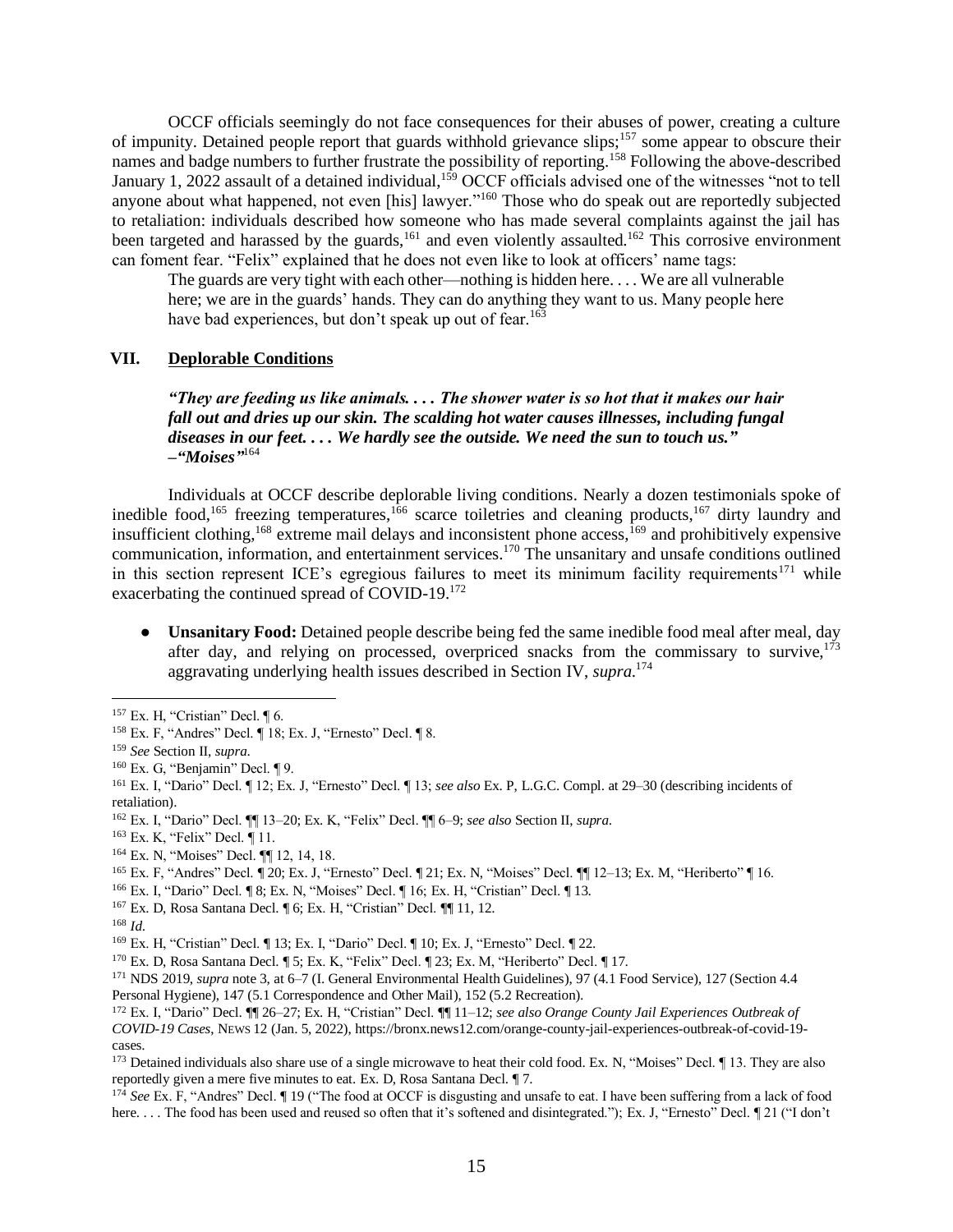OCCF officials seemingly do not face consequences for their abuses of power, creating a culture of impunity. Detained people report that guards withhold grievance slips;[157] some appear to obscure their names and badge numbers to further frustrate the possibility of reporting.[158] Following the above-described January 1, 2022 assault of a detained individual,[159] OCCF officials advised one of the witnesses "not to tell anyone about what happened, not even [his] lawyer."[160] Those who do speak out are reportedly subjected to retaliation: individuals described how someone who has made several complaints against the jail has been targeted and harassed by the guards,[161] and even violently assaulted.[162] This corrosive environment can foment fear. "Felix" explained that he does not even like to look at officers' name tags:

> The guards are very tight with each other—nothing is hidden here. . . . We are all vulnerable here; we are in the guards' hands. They can do anything they want to us. Many people here have bad experiences, but don't speak up out of fear.[163]

## VII. Deplorable Conditions

> ***"They are feeding us like animals. . . . The shower water is so hot that it makes our hair fall out and dries up our skin. The scalding hot water causes illnesses, including fungal diseases in our feet. . . . We hardly see the outside. We need the sun to touch us."* –*"Moises"***[164]

Individuals at OCCF describe deplorable living conditions. Nearly a dozen testimonials spoke of inedible food,[165] freezing temperatures,[166] scarce toiletries and cleaning products,[167] dirty laundry and insufficient clothing,[168] extreme mail delays and inconsistent phone access,[169] and prohibitively expensive communication, information, and entertainment services.[170] The unsanitary and unsafe conditions outlined in this section represent ICE's egregious failures to meet its minimum facility requirements[171] while exacerbating the continued spread of COVID-19.[172]

- **Unsanitary Food:** Detained people describe being fed the same inedible food meal after meal, day after day, and relying on processed, overpriced snacks from the commissary to survive,[173] aggravating underlying health issues described in Section IV, *supra*.[174]

---

[157] Ex. H, "Cristian" Decl. ¶ 6.

[158] Ex. F, "Andres" Decl. ¶ 18; Ex. J, "Ernesto" Decl. ¶ 8.

[159] *See* Section II, *supra*.

[160] Ex. G, "Benjamin" Decl. ¶ 9.

[161] Ex. I, "Dario" Decl. ¶ 12; Ex. J, "Ernesto" Decl. ¶ 13; *see also* Ex. P, L.G.C. Compl. at 29–30 (describing incidents of retaliation).

[162] Ex. I, "Dario" Decl. ¶¶ 13–20; Ex. K, "Felix" Decl. ¶¶ 6–9; *see also* Section II, *supra*.

[163] Ex. K, "Felix" Decl. ¶ 11.

[164] Ex. N, "Moises" Decl. ¶¶ 12, 14, 18.

[165] Ex. F, "Andres" Decl. ¶ 20; Ex. J, "Ernesto" Decl. ¶ 21; Ex. N, "Moises" Decl. ¶¶ 12–13; Ex. M, "Heriberto" ¶ 16.

[166] Ex. I, "Dario" Decl. ¶ 8; Ex. N, "Moises" Decl. ¶ 16; Ex. H, "Cristian" Decl. ¶ 13.

[167] Ex. D, Rosa Santana Decl. ¶ 6; Ex. H, "Cristian" Decl. ¶¶ 11, 12.

[168] *Id.*

[169] Ex. H, "Cristian" Decl. ¶ 13; Ex. I, "Dario" Decl. ¶ 10; Ex. J, "Ernesto" Decl. ¶ 22.

[170] Ex. D, Rosa Santana Decl. ¶ 5; Ex. K, "Felix" Decl. ¶ 23; Ex. M, "Heriberto" Decl. ¶ 17.

[171] NDS 2019, *supra* note 3, at 6–7 (I. General Environmental Health Guidelines), 97 (4.1 Food Service), 127 (Section 4.4 Personal Hygiene), 147 (5.1 Correspondence and Other Mail), 152 (5.2 Recreation).

[172] Ex. I, "Dario" Decl. ¶¶ 26–27; Ex. H, "Cristian" Decl. ¶¶ 11–12; *see also Orange County Jail Experiences Outbreak of COVID-19 Cases*, NEWS 12 (Jan. 5, 2022), https://bronx.news12.com/orange-county-jail-experiences-outbreak-of-covid-19-cases.

[173] Detained individuals also share use of a single microwave to heat their cold food. Ex. N, "Moises" Decl. ¶ 13. They are also reportedly given a mere five minutes to eat. Ex. D, Rosa Santana Decl. ¶ 7.

[174] *See* Ex. F, "Andres" Decl. ¶ 19 ("The food at OCCF is disgusting and unsafe to eat. I have been suffering from a lack of food here. . . . The food has been used and reused so often that it's softened and disintegrated."); Ex. J, "Ernesto" Decl. ¶ 21 ("I don't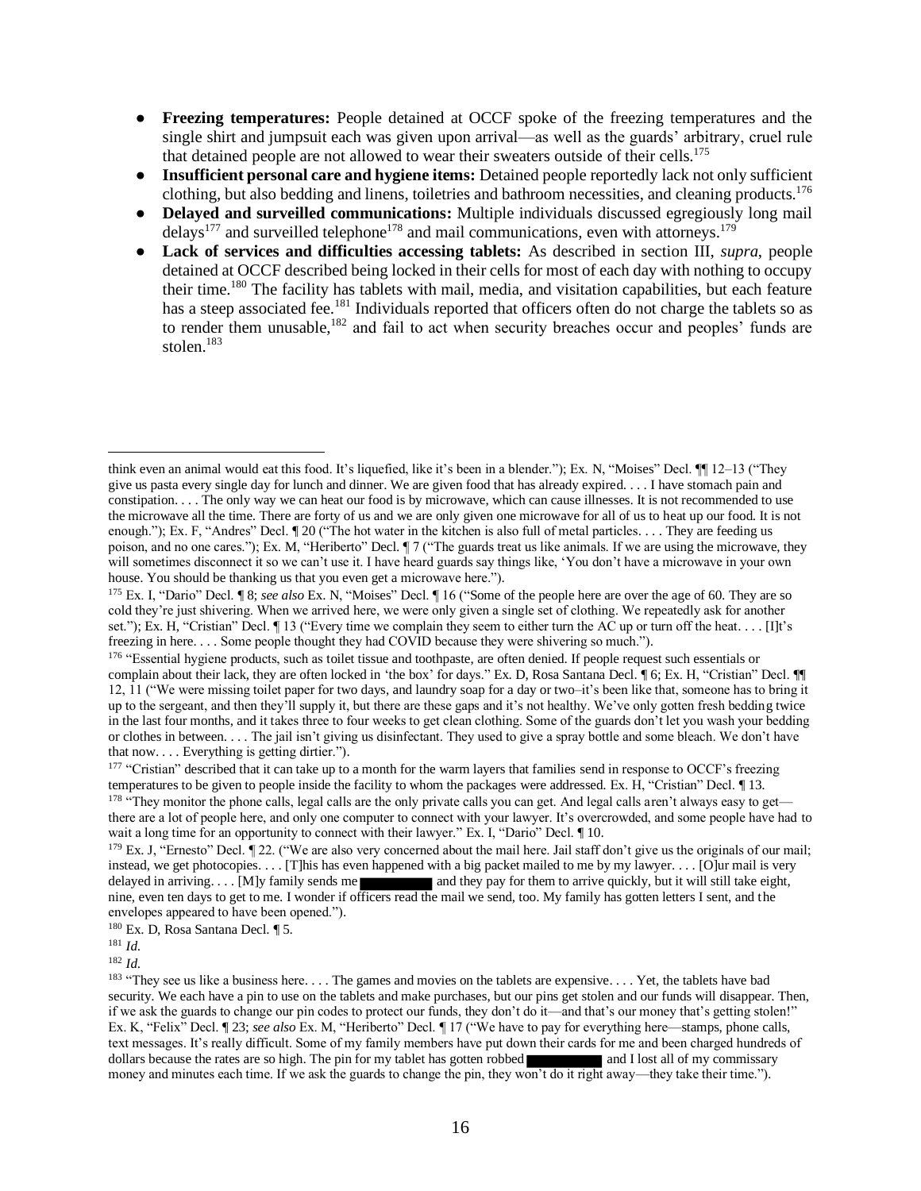- **Freezing temperatures:** People detained at OCCF spoke of the freezing temperatures and the single shirt and jumpsuit each was given upon arrival—as well as the guards' arbitrary, cruel rule that detained people are not allowed to wear their sweaters outside of their cells.[175]
- **Insufficient personal care and hygiene items:** Detained people reportedly lack not only sufficient clothing, but also bedding and linens, toiletries and bathroom necessities, and cleaning products.[176]
- **Delayed and surveilled communications:** Multiple individuals discussed egregiously long mail delays[177] and surveilled telephone[178] and mail communications, even with attorneys.[179]
- **Lack of services and difficulties accessing tablets:** As described in section III, *supra*, people detained at OCCF described being locked in their cells for most of each day with nothing to occupy their time.[180] The facility has tablets with mail, media, and visitation capabilities, but each feature has a steep associated fee.[181] Individuals reported that officers often do not charge the tablets so as to render them unusable,[182] and fail to act when security breaches occur and peoples' funds are stolen.[183]

---

think even an animal would eat this food. It's liquefied, like it's been in a blender."); Ex. N, "Moises" Decl. ¶¶ 12–13 ("They give us pasta every single day for lunch and dinner. We are given food that has already expired. . . . I have stomach pain and constipation. . . . The only way we can heat our food is by microwave, which can cause illnesses. It is not recommended to use the microwave all the time. There are forty of us and we are only given one microwave for all of us to heat up our food. It is not enough."); Ex. F, "Andres" Decl. ¶ 20 ("The hot water in the kitchen is also full of metal particles. . . . They are feeding us poison, and no one cares."); Ex. M, "Heriberto" Decl. ¶ 7 ("The guards treat us like animals. If we are using the microwave, they will sometimes disconnect it so we can't use it. I have heard guards say things like, 'You don't have a microwave in your own house. You should be thanking us that you even get a microwave here.").

[175] Ex. I, "Dario" Decl. ¶ 8; *see also* Ex. N, "Moises" Decl. ¶ 16 ("Some of the people here are over the age of 60. They are so cold they're just shivering. When we arrived here, we were only given a single set of clothing. We repeatedly ask for another set."); Ex. H, "Cristian" Decl. ¶ 13 ("Every time we complain they seem to either turn the AC up or turn off the heat. . . . [I]t's freezing in here. . . . Some people thought they had COVID because they were shivering so much.").

[176] "Essential hygiene products, such as toilet tissue and toothpaste, are often denied. If people request such essentials or complain about their lack, they are often locked in 'the box' for days." Ex. D, Rosa Santana Decl. ¶ 6; Ex. H, "Cristian" Decl. ¶¶ 12, 11 ("We were missing toilet paper for two days, and laundry soap for a day or two–it's been like that, someone has to bring it up to the sergeant, and then they'll supply it, but there are these gaps and it's not healthy. We've only gotten fresh bedding twice in the last four months, and it takes three to four weeks to get clean clothing. Some of the guards don't let you wash your bedding or clothes in between. . . . The jail isn't giving us disinfectant. They used to give a spray bottle and some bleach. We don't have that now. . . . Everything is getting dirtier.").

[177] "Cristian" described that it can take up to a month for the warm layers that families send in response to OCCF's freezing temperatures to be given to people inside the facility to whom the packages were addressed. Ex. H, "Cristian" Decl. ¶ 13.

[178] "They monitor the phone calls, legal calls are the only private calls you can get. And legal calls aren't always easy to get—there are a lot of people here, and only one computer to connect with your lawyer. It's overcrowded, and some people have had to wait a long time for an opportunity to connect with their lawyer." Ex. I, "Dario" Decl. ¶ 10.

[179] Ex. J, "Ernesto" Decl. ¶ 22. ("We are also very concerned about the mail here. Jail staff don't give us the originals of our mail; instead, we get photocopies. . . . [T]his has even happened with a big packet mailed to me by my lawyer. . . . [O]ur mail is very delayed in arriving. . . . [M]y family sends me ██████ and they pay for them to arrive quickly, but it will still take eight, nine, even ten days to get to me. I wonder if officers read the mail we send, too. My family has gotten letters I sent, and the envelopes appeared to have been opened.").

[180] Ex. D, Rosa Santana Decl. ¶ 5.

[181] *Id.*

[182] *Id.*

[183] "They see us like a business here. . . . The games and movies on the tablets are expensive. . . . Yet, the tablets have bad security. We each have a pin to use on the tablets and make purchases, but our pins get stolen and our funds will disappear. Then, if we ask the guards to change our pin codes to protect our funds, they don't do it—and that's our money that's getting stolen!" Ex. K, "Felix" Decl. ¶ 23; *see also* Ex. M, "Heriberto" Decl. ¶ 17 ("We have to pay for everything here—stamps, phone calls, text messages. It's really difficult. Some of my family members have put down their cards for me and been charged hundreds of dollars because the rates are so high. The pin for my tablet has gotten robbed ██████ and I lost all of my commissary money and minutes each time. If we ask the guards to change the pin, they won't do it right away—they take their time.").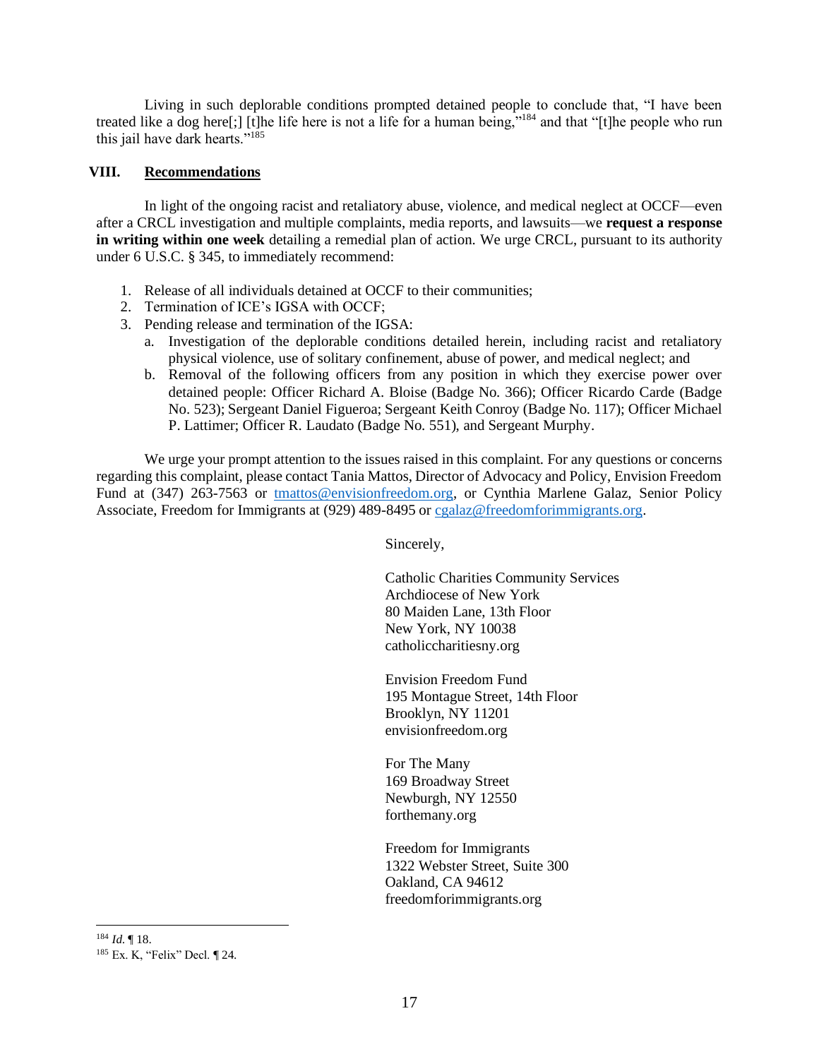Living in such deplorable conditions prompted detained people to conclude that, "I have been treated like a dog here[;] [t]he life here is not a life for a human being,"[184] and that "[t]he people who run this jail have dark hearts."[185]

## VIII. Recommendations

In light of the ongoing racist and retaliatory abuse, violence, and medical neglect at OCCF—even after a CRCL investigation and multiple complaints, media reports, and lawsuits—we **request a response in writing within one week** detailing a remedial plan of action. We urge CRCL, pursuant to its authority under 6 U.S.C. § 345, to immediately recommend:

1. Release of all individuals detained at OCCF to their communities;
2. Termination of ICE's IGSA with OCCF;
3. Pending release and termination of the IGSA:
   a. Investigation of the deplorable conditions detailed herein, including racist and retaliatory physical violence, use of solitary confinement, abuse of power, and medical neglect; and
   b. Removal of the following officers from any position in which they exercise power over detained people: Officer Richard A. Bloise (Badge No. 366); Officer Ricardo Carde (Badge No. 523); Sergeant Daniel Figueroa; Sergeant Keith Conroy (Badge No. 117); Officer Michael P. Lattimer; Officer R. Laudato (Badge No. 551), and Sergeant Murphy.

We urge your prompt attention to the issues raised in this complaint. For any questions or concerns regarding this complaint, please contact Tania Mattos, Director of Advocacy and Policy, Envision Freedom Fund at (347) 263-7563 or tmattos@envisionfreedom.org, or Cynthia Marlene Galaz, Senior Policy Associate, Freedom for Immigrants at (929) 489-8495 or cgalaz@freedomforimmigrants.org.

Sincerely,

Catholic Charities Community Services
Archdiocese of New York
80 Maiden Lane, 13th Floor
New York, NY 10038
catholiccharitiesny.org

Envision Freedom Fund
195 Montague Street, 14th Floor
Brooklyn, NY 11201
envisionfreedom.org

For The Many
169 Broadway Street
Newburgh, NY 12550
forthemany.org

Freedom for Immigrants
1322 Webster Street, Suite 300
Oakland, CA 94612
freedomforimmigrants.org

---

[184] *Id.* ¶ 18.

[185] Ex. K, "Felix" Decl. ¶ 24.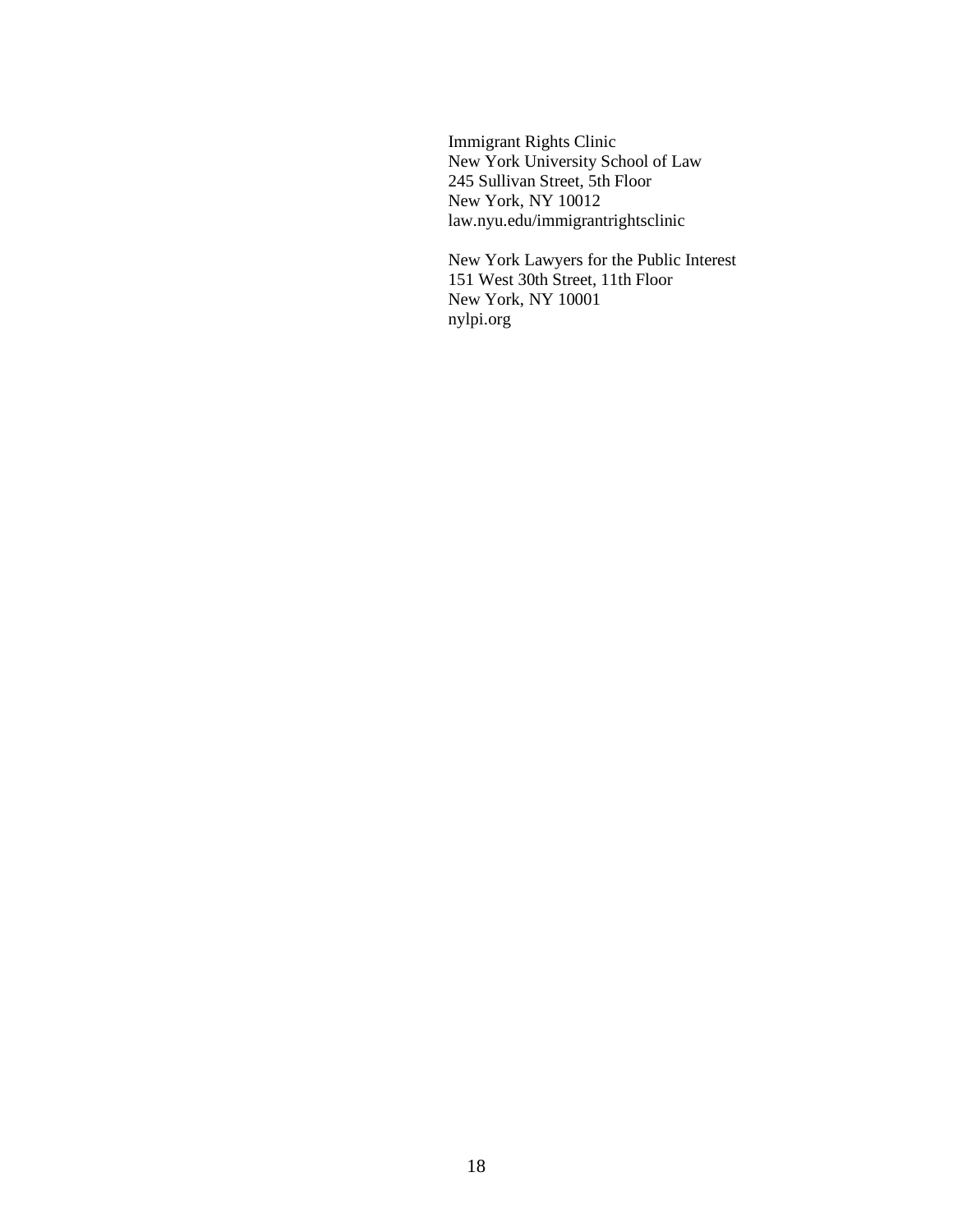Immigrant Rights Clinic
New York University School of Law
245 Sullivan Street, 5th Floor
New York, NY 10012
law.nyu.edu/immigrantrightsclinic

New York Lawyers for the Public Interest
151 West 30th Street, 11th Floor
New York, NY 10001
nylpi.org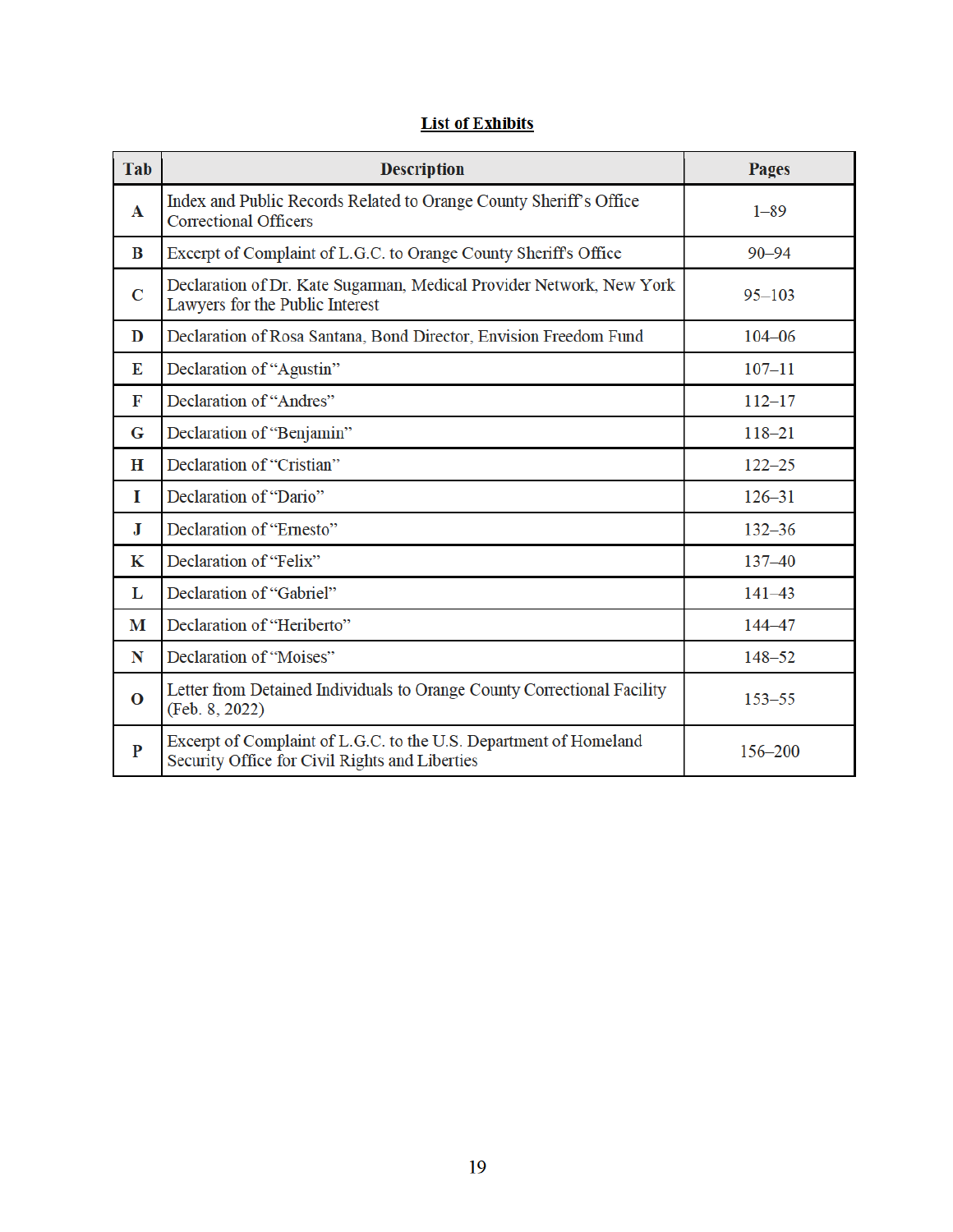## List of Exhibits

| Tab | Description | Pages |
| --- | --- | --- |
| A | Index and Public Records Related to Orange County Sheriff's Office Correctional Officers | 1–89 |
| B | Excerpt of Complaint of L.G.C. to Orange County Sheriff's Office | 90–94 |
| C | Declaration of Dr. Kate Sugarman, Medical Provider Network, New York Lawyers for the Public Interest | 95–103 |
| D | Declaration of Rosa Santana, Bond Director, Envision Freedom Fund | 104–06 |
| E | Declaration of "Agustin" | 107–11 |
| F | Declaration of "Andres" | 112–17 |
| G | Declaration of "Benjamin" | 118–21 |
| H | Declaration of "Cristian" | 122–25 |
| I | Declaration of "Dario" | 126–31 |
| J | Declaration of "Ernesto" | 132–36 |
| K | Declaration of "Felix" | 137–40 |
| L | Declaration of "Gabriel" | 141–43 |
| M | Declaration of "Heriberto" | 144–47 |
| N | Declaration of "Moises" | 148–52 |
| O | Letter from Detained Individuals to Orange County Correctional Facility (Feb. 8, 2022) | 153–55 |
| P | Excerpt of Complaint of L.G.C. to the U.S. Department of Homeland Security Office for Civil Rights and Liberties | 156–200 |